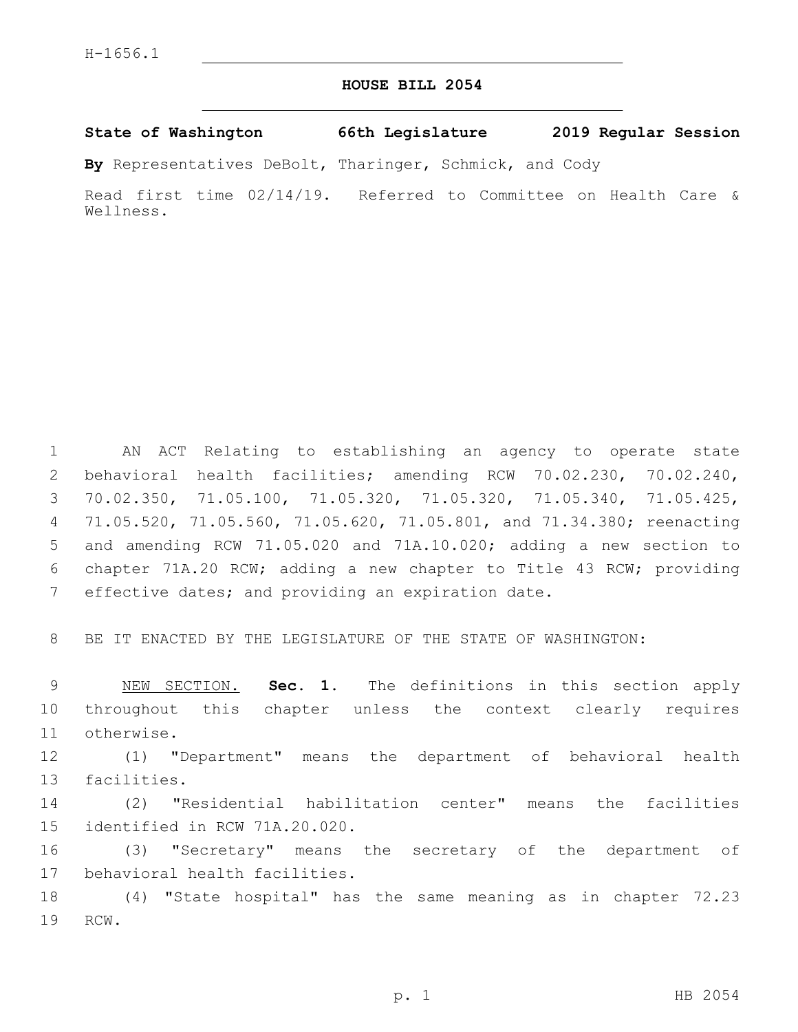H-1656.1

# HOUSE BILL 2054

**State of Washington 66th Legislature 2019 Regular Session**

**By** Representatives DeBolt, Tharinger, Schmick, and Cody

Read first time 02/14/19. Referred to Committee on Health Care & Wellness.

AN ACT Relating to establishing an agency to operate state behavioral health facilities; amending RCW 70.02.230, 70.02.240, 70.02.350, 71.05.100, 71.05.320, 71.05.320, 71.05.340, 71.05.425, 71.05.520, 71.05.560, 71.05.620, 71.05.801, and 71.34.380; reenacting and amending RCW 71.05.020 and 71A.10.020; adding a new section to chapter 71A.20 RCW; adding a new chapter to Title 43 RCW; providing effective dates; and providing an expiration date.

BE IT ENACTED BY THE LEGISLATURE OF THE STATE OF WASHINGTON:

NEW SECTION. **Sec. 1.** The definitions in this section apply throughout this chapter unless the context clearly requires otherwise.

(1) "Department" means the department of behavioral health facilities.

(2) "Residential habilitation center" means the facilities identified in RCW 71A.20.020.

(3) "Secretary" means the secretary of the department of behavioral health facilities.

(4) "State hospital" has the same meaning as in chapter 72.23 RCW.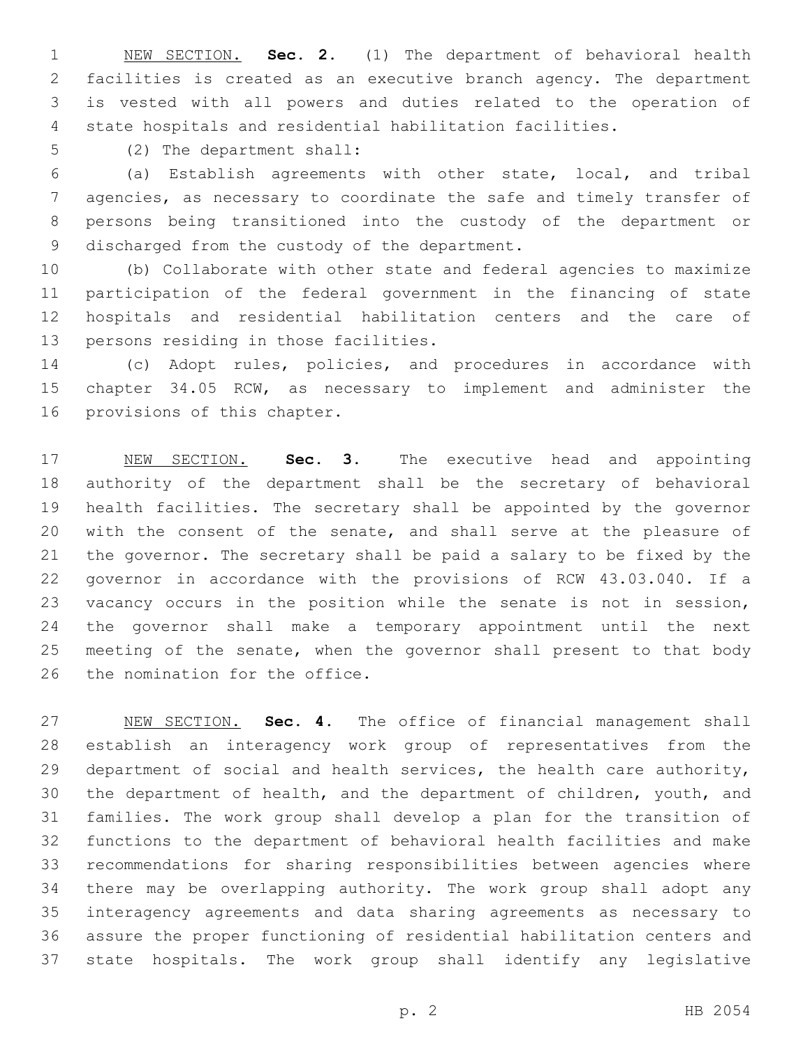NEW SECTION. **Sec. 2.** (1) The department of behavioral health facilities is created as an executive branch agency. The department is vested with all powers and duties related to the operation of state hospitals and residential habilitation facilities.

(2) The department shall:

(a) Establish agreements with other state, local, and tribal agencies, as necessary to coordinate the safe and timely transfer of persons being transitioned into the custody of the department or discharged from the custody of the department.

(b) Collaborate with other state and federal agencies to maximize participation of the federal government in the financing of state hospitals and residential habilitation centers and the care of persons residing in those facilities.

(c) Adopt rules, policies, and procedures in accordance with chapter 34.05 RCW, as necessary to implement and administer the provisions of this chapter.

NEW SECTION. **Sec. 3.** The executive head and appointing authority of the department shall be the secretary of behavioral health facilities. The secretary shall be appointed by the governor with the consent of the senate, and shall serve at the pleasure of the governor. The secretary shall be paid a salary to be fixed by the governor in accordance with the provisions of RCW 43.03.040. If a vacancy occurs in the position while the senate is not in session, the governor shall make a temporary appointment until the next meeting of the senate, when the governor shall present to that body the nomination for the office.

NEW SECTION. **Sec. 4.** The office of financial management shall establish an interagency work group of representatives from the department of social and health services, the health care authority, the department of health, and the department of children, youth, and families. The work group shall develop a plan for the transition of functions to the department of behavioral health facilities and make recommendations for sharing responsibilities between agencies where there may be overlapping authority. The work group shall adopt any interagency agreements and data sharing agreements as necessary to assure the proper functioning of residential habilitation centers and state hospitals. The work group shall identify any legislative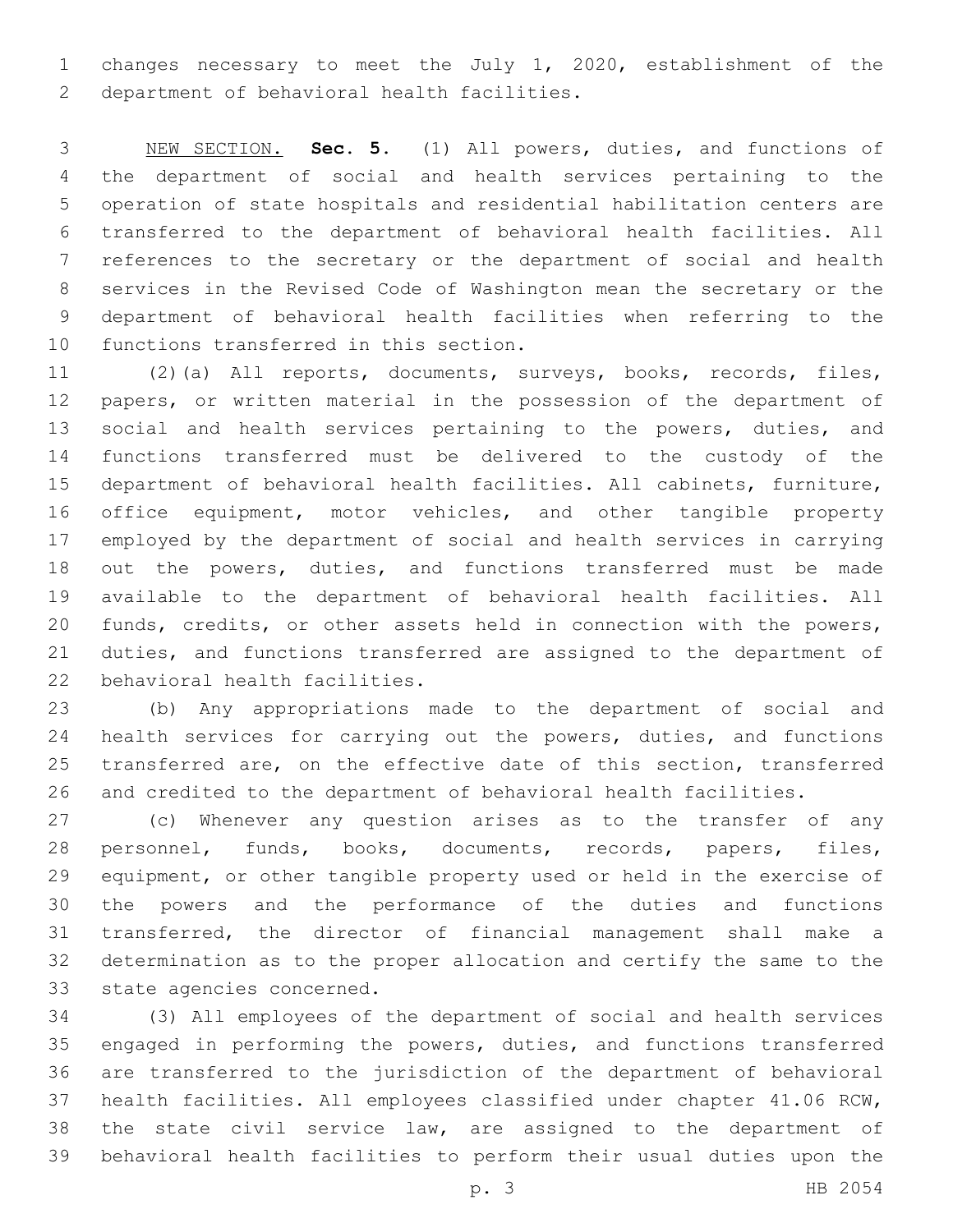changes necessary to meet the July 1, 2020, establishment of the department of behavioral health facilities.

NEW SECTION. **Sec. 5.** (1) All powers, duties, and functions of the department of social and health services pertaining to the operation of state hospitals and residential habilitation centers are transferred to the department of behavioral health facilities. All references to the secretary or the department of social and health services in the Revised Code of Washington mean the secretary or the department of behavioral health facilities when referring to the functions transferred in this section.

(2)(a) All reports, documents, surveys, books, records, files, papers, or written material in the possession of the department of social and health services pertaining to the powers, duties, and functions transferred must be delivered to the custody of the department of behavioral health facilities. All cabinets, furniture, office equipment, motor vehicles, and other tangible property employed by the department of social and health services in carrying out the powers, duties, and functions transferred must be made available to the department of behavioral health facilities. All funds, credits, or other assets held in connection with the powers, duties, and functions transferred are assigned to the department of behavioral health facilities.

(b) Any appropriations made to the department of social and health services for carrying out the powers, duties, and functions transferred are, on the effective date of this section, transferred and credited to the department of behavioral health facilities.

(c) Whenever any question arises as to the transfer of any personnel, funds, books, documents, records, papers, files, equipment, or other tangible property used or held in the exercise of the powers and the performance of the duties and functions transferred, the director of financial management shall make a determination as to the proper allocation and certify the same to the state agencies concerned.

(3) All employees of the department of social and health services engaged in performing the powers, duties, and functions transferred are transferred to the jurisdiction of the department of behavioral health facilities. All employees classified under chapter 41.06 RCW, the state civil service law, are assigned to the department of behavioral health facilities to perform their usual duties upon the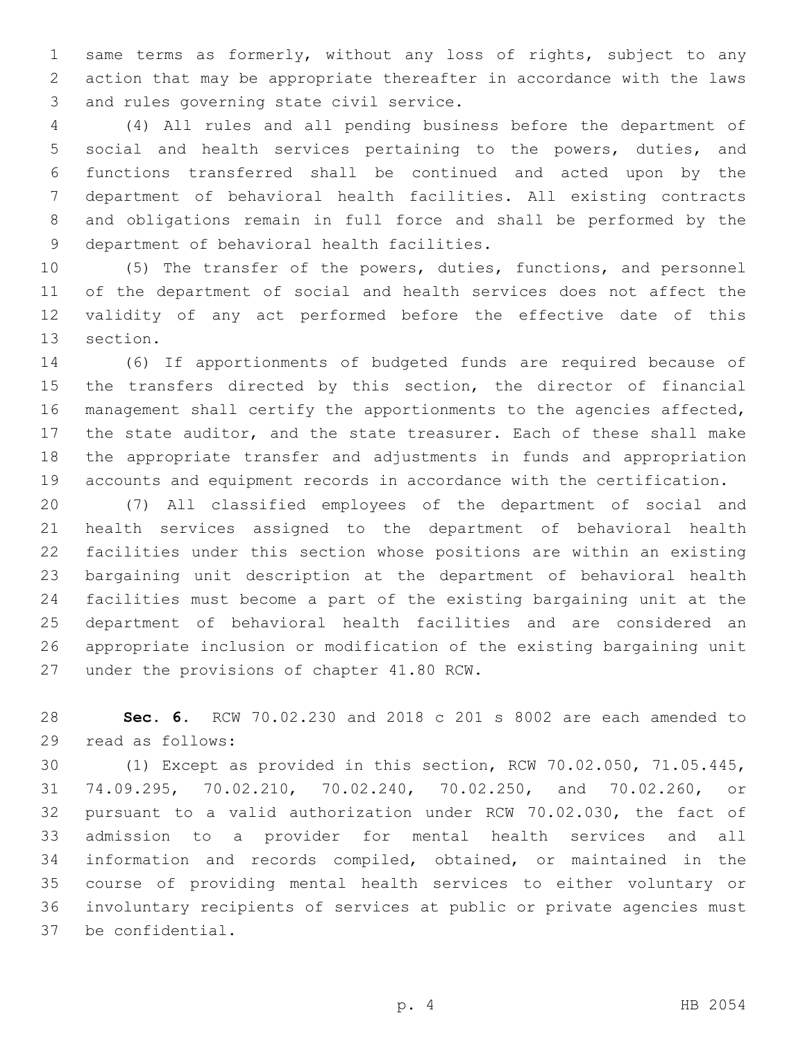same terms as formerly, without any loss of rights, subject to any action that may be appropriate thereafter in accordance with the laws and rules governing state civil service.

(4) All rules and all pending business before the department of social and health services pertaining to the powers, duties, and functions transferred shall be continued and acted upon by the department of behavioral health facilities. All existing contracts and obligations remain in full force and shall be performed by the department of behavioral health facilities.

(5) The transfer of the powers, duties, functions, and personnel of the department of social and health services does not affect the validity of any act performed before the effective date of this section.

(6) If apportionments of budgeted funds are required because of the transfers directed by this section, the director of financial management shall certify the apportionments to the agencies affected, the state auditor, and the state treasurer. Each of these shall make the appropriate transfer and adjustments in funds and appropriation accounts and equipment records in accordance with the certification.

(7) All classified employees of the department of social and health services assigned to the department of behavioral health facilities under this section whose positions are within an existing bargaining unit description at the department of behavioral health facilities must become a part of the existing bargaining unit at the department of behavioral health facilities and are considered an appropriate inclusion or modification of the existing bargaining unit under the provisions of chapter 41.80 RCW.

**Sec. 6.** RCW 70.02.230 and 2018 c 201 s 8002 are each amended to read as follows:

(1) Except as provided in this section, RCW 70.02.050, 71.05.445, 74.09.295, 70.02.210, 70.02.240, 70.02.250, and 70.02.260, or pursuant to a valid authorization under RCW 70.02.030, the fact of admission to a provider for mental health services and all information and records compiled, obtained, or maintained in the course of providing mental health services to either voluntary or involuntary recipients of services at public or private agencies must be confidential.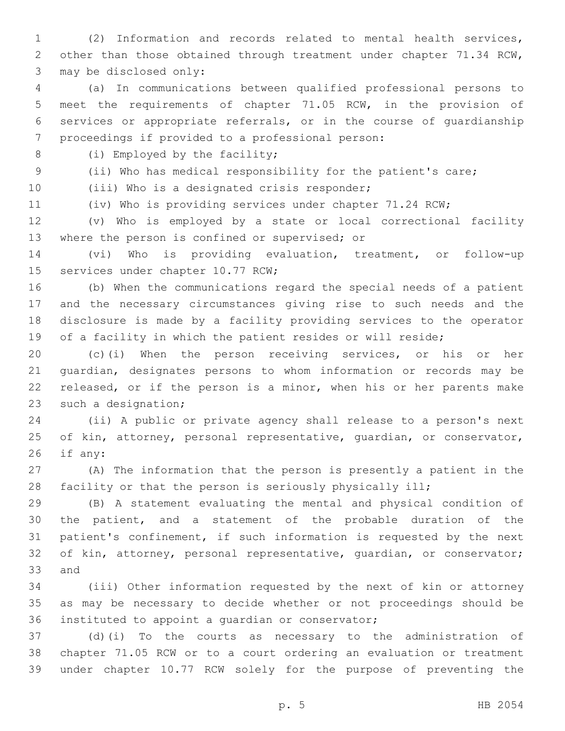(2) Information and records related to mental health services, other than those obtained through treatment under chapter 71.34 RCW, may be disclosed only:

(a) In communications between qualified professional persons to meet the requirements of chapter 71.05 RCW, in the provision of services or appropriate referrals, or in the course of guardianship proceedings if provided to a professional person:

(i) Employed by the facility;

(ii) Who has medical responsibility for the patient's care;

(iii) Who is a designated crisis responder;

(iv) Who is providing services under chapter 71.24 RCW;

(v) Who is employed by a state or local correctional facility where the person is confined or supervised; or

(vi) Who is providing evaluation, treatment, or follow-up services under chapter 10.77 RCW;

(b) When the communications regard the special needs of a patient and the necessary circumstances giving rise to such needs and the disclosure is made by a facility providing services to the operator of a facility in which the patient resides or will reside;

(c)(i) When the person receiving services, or his or her guardian, designates persons to whom information or records may be released, or if the person is a minor, when his or her parents make such a designation;

(ii) A public or private agency shall release to a person's next of kin, attorney, personal representative, guardian, or conservator, if any:

(A) The information that the person is presently a patient in the facility or that the person is seriously physically ill;

(B) A statement evaluating the mental and physical condition of the patient, and a statement of the probable duration of the patient's confinement, if such information is requested by the next of kin, attorney, personal representative, guardian, or conservator; and

(iii) Other information requested by the next of kin or attorney as may be necessary to decide whether or not proceedings should be instituted to appoint a guardian or conservator;

(d)(i) To the courts as necessary to the administration of chapter 71.05 RCW or to a court ordering an evaluation or treatment under chapter 10.77 RCW solely for the purpose of preventing the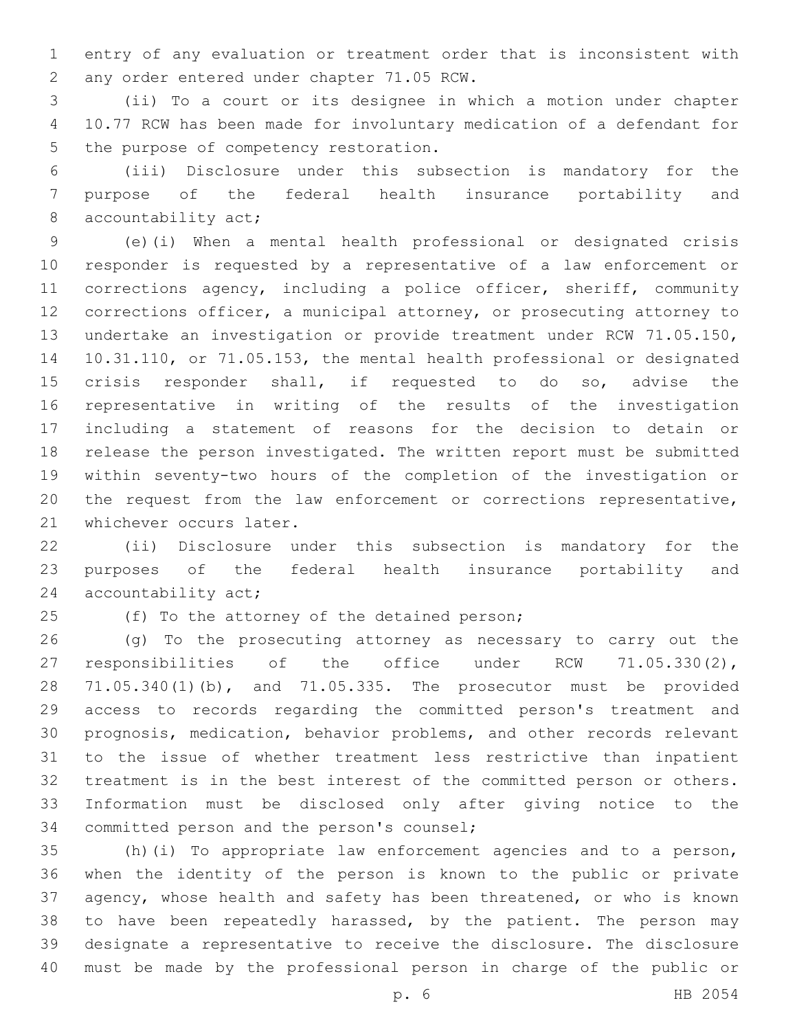entry of any evaluation or treatment order that is inconsistent with any order entered under chapter 71.05 RCW.

(ii) To a court or its designee in which a motion under chapter 10.77 RCW has been made for involuntary medication of a defendant for the purpose of competency restoration.

(iii) Disclosure under this subsection is mandatory for the purpose of the federal health insurance portability and accountability act;

(e)(i) When a mental health professional or designated crisis responder is requested by a representative of a law enforcement or corrections agency, including a police officer, sheriff, community corrections officer, a municipal attorney, or prosecuting attorney to undertake an investigation or provide treatment under RCW 71.05.150, 10.31.110, or 71.05.153, the mental health professional or designated crisis responder shall, if requested to do so, advise the representative in writing of the results of the investigation including a statement of reasons for the decision to detain or release the person investigated. The written report must be submitted within seventy-two hours of the completion of the investigation or the request from the law enforcement or corrections representative, whichever occurs later.

(ii) Disclosure under this subsection is mandatory for the purposes of the federal health insurance portability and accountability act;

(f) To the attorney of the detained person;

(g) To the prosecuting attorney as necessary to carry out the responsibilities of the office under RCW 71.05.330(2), 71.05.340(1)(b), and 71.05.335. The prosecutor must be provided access to records regarding the committed person's treatment and prognosis, medication, behavior problems, and other records relevant to the issue of whether treatment less restrictive than inpatient treatment is in the best interest of the committed person or others. Information must be disclosed only after giving notice to the committed person and the person's counsel;

(h)(i) To appropriate law enforcement agencies and to a person, when the identity of the person is known to the public or private agency, whose health and safety has been threatened, or who is known to have been repeatedly harassed, by the patient. The person may designate a representative to receive the disclosure. The disclosure must be made by the professional person in charge of the public or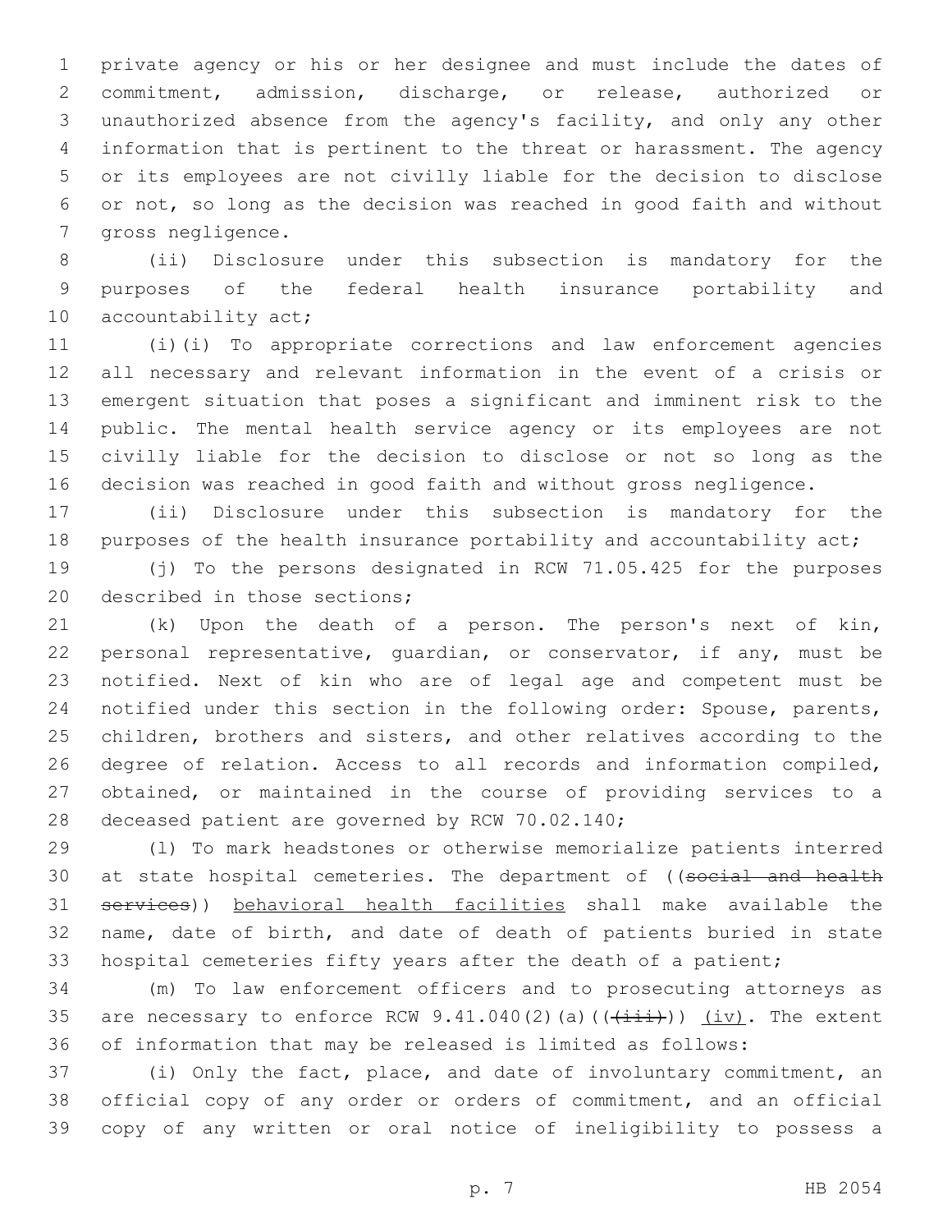private agency or his or her designee and must include the dates of commitment, admission, discharge, or release, authorized or unauthorized absence from the agency's facility, and only any other information that is pertinent to the threat or harassment. The agency or its employees are not civilly liable for the decision to disclose or not, so long as the decision was reached in good faith and without gross negligence.

(ii) Disclosure under this subsection is mandatory for the purposes of the federal health insurance portability and accountability act;

(i)(i) To appropriate corrections and law enforcement agencies all necessary and relevant information in the event of a crisis or emergent situation that poses a significant and imminent risk to the public. The mental health service agency or its employees are not civilly liable for the decision to disclose or not so long as the decision was reached in good faith and without gross negligence.

(ii) Disclosure under this subsection is mandatory for the purposes of the health insurance portability and accountability act;

(j) To the persons designated in RCW 71.05.425 for the purposes described in those sections;

(k) Upon the death of a person. The person's next of kin, personal representative, guardian, or conservator, if any, must be notified. Next of kin who are of legal age and competent must be notified under this section in the following order: Spouse, parents, children, brothers and sisters, and other relatives according to the degree of relation. Access to all records and information compiled, obtained, or maintained in the course of providing services to a deceased patient are governed by RCW 70.02.140;

(l) To mark headstones or otherwise memorialize patients interred at state hospital cemeteries. The department of ((~~social and health services~~)) <u>behavioral health facilities</u> shall make available the name, date of birth, and date of death of patients buried in state hospital cemeteries fifty years after the death of a patient;

(m) To law enforcement officers and to prosecuting attorneys as are necessary to enforce RCW 9.41.040(2)(a)((~~(iii)~~)) <u>(iv)</u>. The extent of information that may be released is limited as follows:

(i) Only the fact, place, and date of involuntary commitment, an official copy of any order or orders of commitment, and an official copy of any written or oral notice of ineligibility to possess a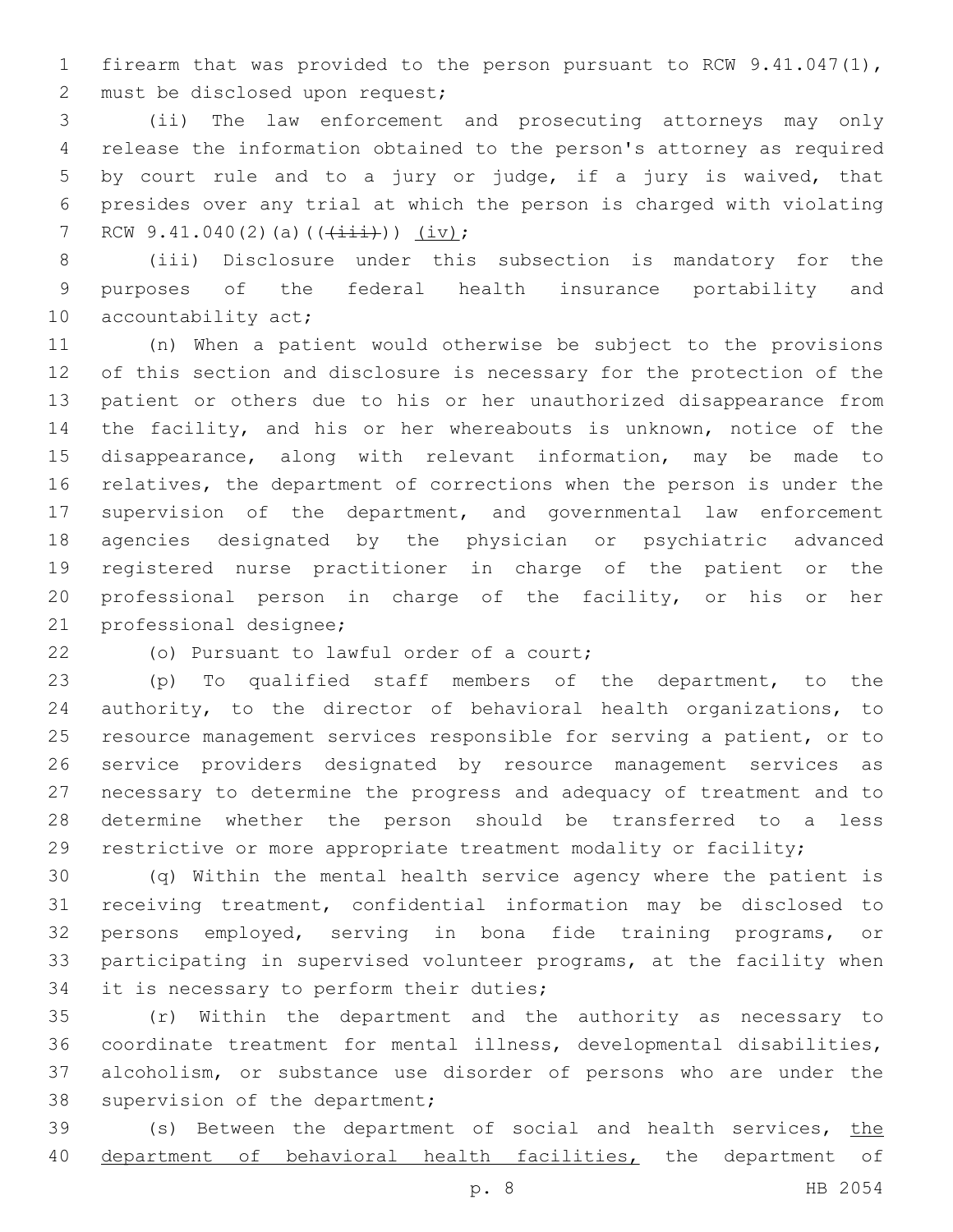firearm that was provided to the person pursuant to RCW 9.41.047(1), must be disclosed upon request;

(ii) The law enforcement and prosecuting attorneys may only release the information obtained to the person's attorney as required by court rule and to a jury or judge, if a jury is waived, that presides over any trial at which the person is charged with violating RCW 9.41.040(2)(a)((~~(iii)~~)) <u>(iv)</u>;

(iii) Disclosure under this subsection is mandatory for the purposes of the federal health insurance portability and accountability act;

(n) When a patient would otherwise be subject to the provisions of this section and disclosure is necessary for the protection of the patient or others due to his or her unauthorized disappearance from the facility, and his or her whereabouts is unknown, notice of the disappearance, along with relevant information, may be made to relatives, the department of corrections when the person is under the supervision of the department, and governmental law enforcement agencies designated by the physician or psychiatric advanced registered nurse practitioner in charge of the patient or the professional person in charge of the facility, or his or her professional designee;

(o) Pursuant to lawful order of a court;

(p) To qualified staff members of the department, to the authority, to the director of behavioral health organizations, to resource management services responsible for serving a patient, or to service providers designated by resource management services as necessary to determine the progress and adequacy of treatment and to determine whether the person should be transferred to a less restrictive or more appropriate treatment modality or facility;

(q) Within the mental health service agency where the patient is receiving treatment, confidential information may be disclosed to persons employed, serving in bona fide training programs, or participating in supervised volunteer programs, at the facility when it is necessary to perform their duties;

(r) Within the department and the authority as necessary to coordinate treatment for mental illness, developmental disabilities, alcoholism, or substance use disorder of persons who are under the supervision of the department;

(s) Between the department of social and health services, <u>the department of behavioral health facilities,</u> the department of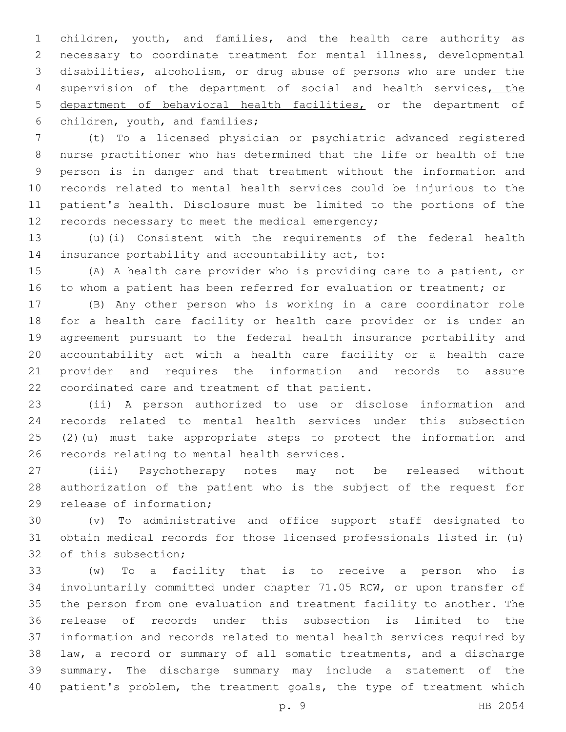children, youth, and families, and the health care authority as necessary to coordinate treatment for mental illness, developmental disabilities, alcoholism, or drug abuse of persons who are under the supervision of the department of social and health services, the department of behavioral health facilities, or the department of children, youth, and families;

(t) To a licensed physician or psychiatric advanced registered nurse practitioner who has determined that the life or health of the person is in danger and that treatment without the information and records related to mental health services could be injurious to the patient's health. Disclosure must be limited to the portions of the records necessary to meet the medical emergency;

(u)(i) Consistent with the requirements of the federal health insurance portability and accountability act, to:

(A) A health care provider who is providing care to a patient, or to whom a patient has been referred for evaluation or treatment; or

(B) Any other person who is working in a care coordinator role for a health care facility or health care provider or is under an agreement pursuant to the federal health insurance portability and accountability act with a health care facility or a health care provider and requires the information and records to assure coordinated care and treatment of that patient.

(ii) A person authorized to use or disclose information and records related to mental health services under this subsection (2)(u) must take appropriate steps to protect the information and records relating to mental health services.

(iii) Psychotherapy notes may not be released without authorization of the patient who is the subject of the request for release of information;

(v) To administrative and office support staff designated to obtain medical records for those licensed professionals listed in (u) of this subsection;

(w) To a facility that is to receive a person who is involuntarily committed under chapter 71.05 RCW, or upon transfer of the person from one evaluation and treatment facility to another. The release of records under this subsection is limited to the information and records related to mental health services required by law, a record or summary of all somatic treatments, and a discharge summary. The discharge summary may include a statement of the patient's problem, the treatment goals, the type of treatment which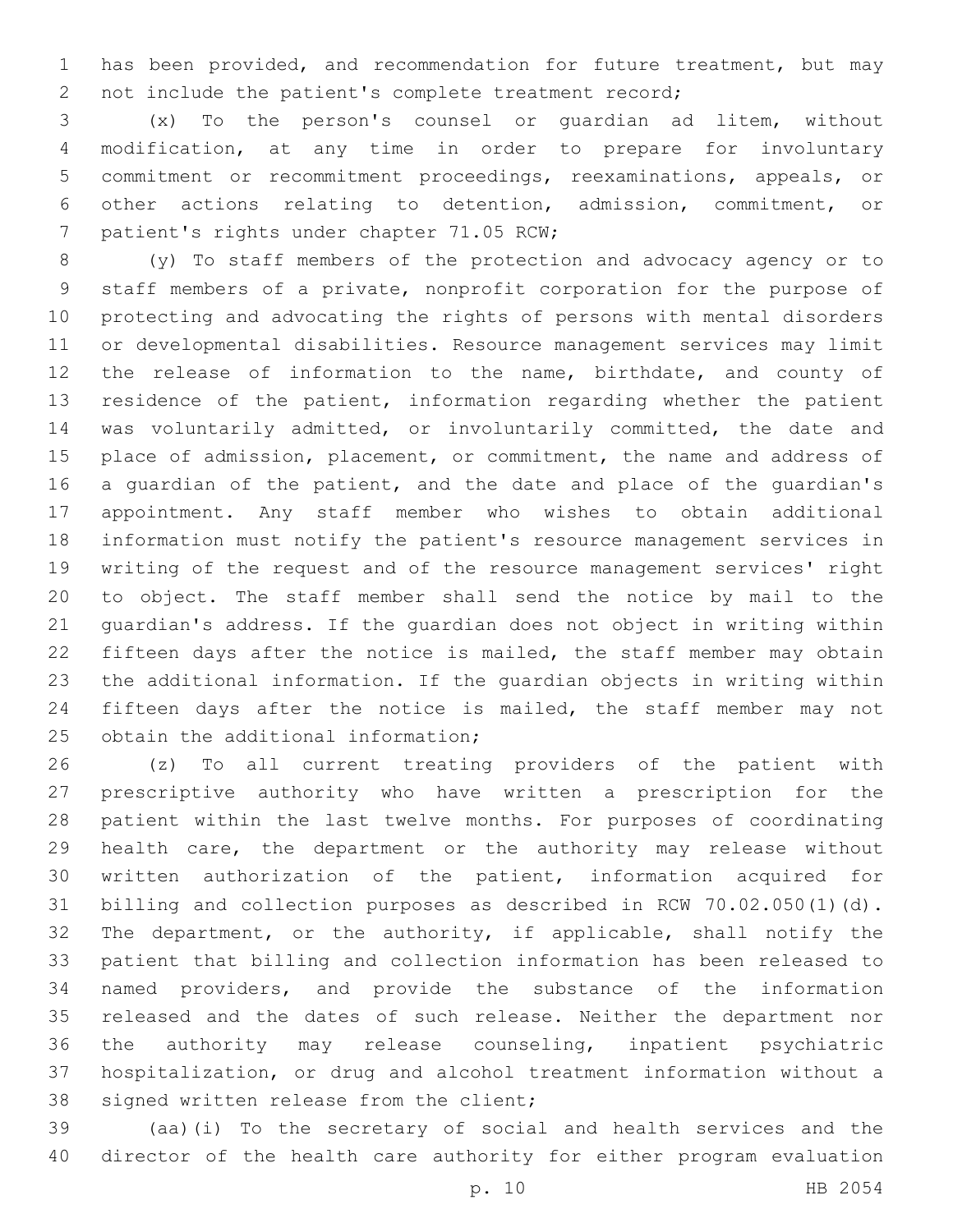has been provided, and recommendation for future treatment, but may not include the patient's complete treatment record;

(x) To the person's counsel or guardian ad litem, without modification, at any time in order to prepare for involuntary commitment or recommitment proceedings, reexaminations, appeals, or other actions relating to detention, admission, commitment, or patient's rights under chapter 71.05 RCW;

(y) To staff members of the protection and advocacy agency or to staff members of a private, nonprofit corporation for the purpose of protecting and advocating the rights of persons with mental disorders or developmental disabilities. Resource management services may limit the release of information to the name, birthdate, and county of residence of the patient, information regarding whether the patient was voluntarily admitted, or involuntarily committed, the date and place of admission, placement, or commitment, the name and address of a guardian of the patient, and the date and place of the guardian's appointment. Any staff member who wishes to obtain additional information must notify the patient's resource management services in writing of the request and of the resource management services' right to object. The staff member shall send the notice by mail to the guardian's address. If the guardian does not object in writing within fifteen days after the notice is mailed, the staff member may obtain the additional information. If the guardian objects in writing within fifteen days after the notice is mailed, the staff member may not obtain the additional information;

(z) To all current treating providers of the patient with prescriptive authority who have written a prescription for the patient within the last twelve months. For purposes of coordinating health care, the department or the authority may release without written authorization of the patient, information acquired for billing and collection purposes as described in RCW 70.02.050(1)(d). The department, or the authority, if applicable, shall notify the patient that billing and collection information has been released to named providers, and provide the substance of the information released and the dates of such release. Neither the department nor the authority may release counseling, inpatient psychiatric hospitalization, or drug and alcohol treatment information without a signed written release from the client;

(aa)(i) To the secretary of social and health services and the director of the health care authority for either program evaluation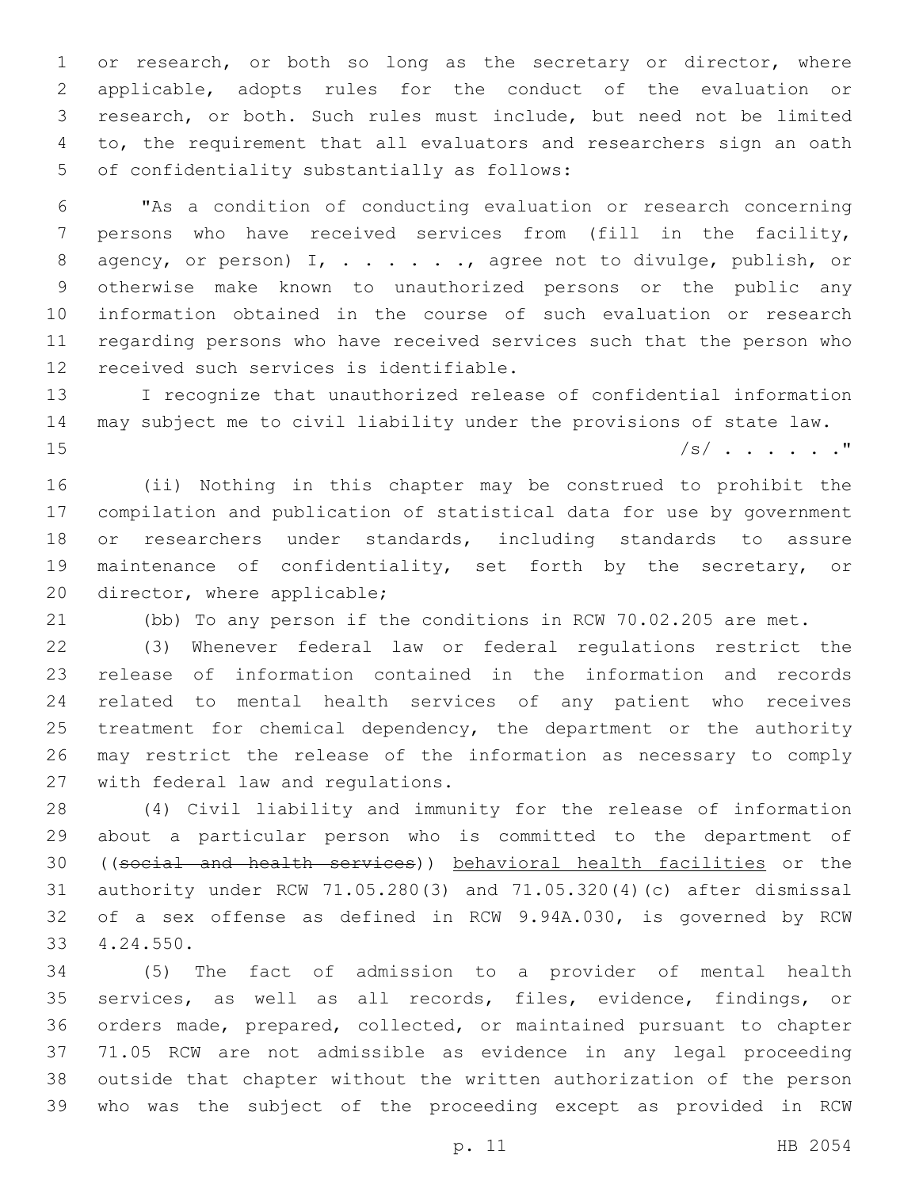or research, or both so long as the secretary or director, where applicable, adopts rules for the conduct of the evaluation or research, or both. Such rules must include, but need not be limited to, the requirement that all evaluators and researchers sign an oath of confidentiality substantially as follows:

"As a condition of conducting evaluation or research concerning persons who have received services from (fill in the facility, agency, or person) I, . . . . . ., agree not to divulge, publish, or otherwise make known to unauthorized persons or the public any information obtained in the course of such evaluation or research regarding persons who have received services such that the person who received such services is identifiable.

I recognize that unauthorized release of confidential information may subject me to civil liability under the provisions of state law.

/s/ . . . . . ."

(ii) Nothing in this chapter may be construed to prohibit the compilation and publication of statistical data for use by government or researchers under standards, including standards to assure maintenance of confidentiality, set forth by the secretary, or director, where applicable;

(bb) To any person if the conditions in RCW 70.02.205 are met.

(3) Whenever federal law or federal regulations restrict the release of information contained in the information and records related to mental health services of any patient who receives treatment for chemical dependency, the department or the authority may restrict the release of the information as necessary to comply with federal law and regulations.

(4) Civil liability and immunity for the release of information about a particular person who is committed to the department of ((~~social and health services~~)) <u>behavioral health facilities</u> or the authority under RCW 71.05.280(3) and 71.05.320(4)(c) after dismissal of a sex offense as defined in RCW 9.94A.030, is governed by RCW 4.24.550.

(5) The fact of admission to a provider of mental health services, as well as all records, files, evidence, findings, or orders made, prepared, collected, or maintained pursuant to chapter 71.05 RCW are not admissible as evidence in any legal proceeding outside that chapter without the written authorization of the person who was the subject of the proceeding except as provided in RCW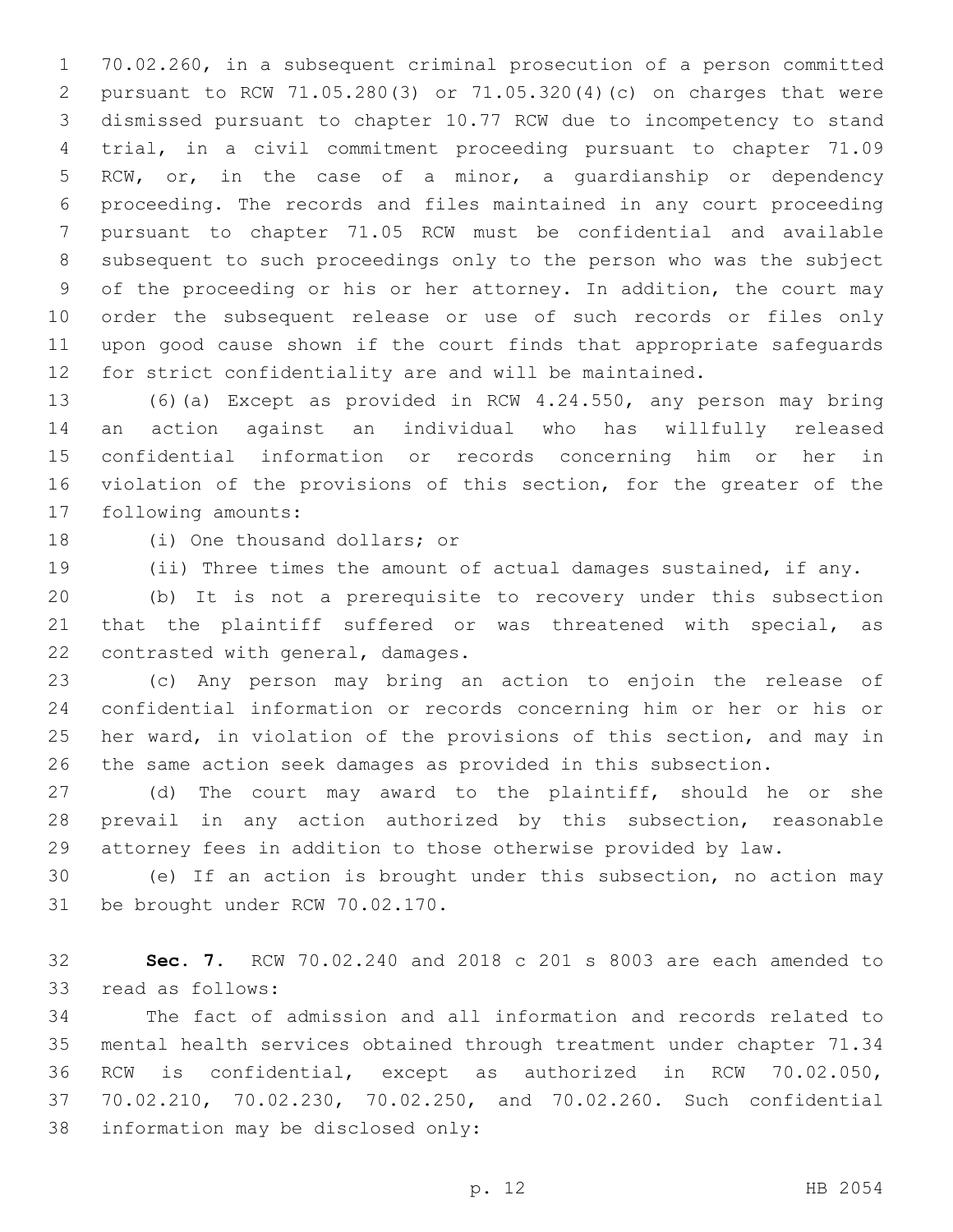70.02.260, in a subsequent criminal prosecution of a person committed pursuant to RCW 71.05.280(3) or 71.05.320(4)(c) on charges that were dismissed pursuant to chapter 10.77 RCW due to incompetency to stand trial, in a civil commitment proceeding pursuant to chapter 71.09 RCW, or, in the case of a minor, a guardianship or dependency proceeding. The records and files maintained in any court proceeding pursuant to chapter 71.05 RCW must be confidential and available subsequent to such proceedings only to the person who was the subject of the proceeding or his or her attorney. In addition, the court may order the subsequent release or use of such records or files only upon good cause shown if the court finds that appropriate safeguards for strict confidentiality are and will be maintained.

(6)(a) Except as provided in RCW 4.24.550, any person may bring an action against an individual who has willfully released confidential information or records concerning him or her in violation of the provisions of this section, for the greater of the following amounts:

(i) One thousand dollars; or

(ii) Three times the amount of actual damages sustained, if any.

(b) It is not a prerequisite to recovery under this subsection that the plaintiff suffered or was threatened with special, as contrasted with general, damages.

(c) Any person may bring an action to enjoin the release of confidential information or records concerning him or her or his or her ward, in violation of the provisions of this section, and may in the same action seek damages as provided in this subsection.

(d) The court may award to the plaintiff, should he or she prevail in any action authorized by this subsection, reasonable attorney fees in addition to those otherwise provided by law.

(e) If an action is brought under this subsection, no action may be brought under RCW 70.02.170.

**Sec. 7.** RCW 70.02.240 and 2018 c 201 s 8003 are each amended to read as follows:

The fact of admission and all information and records related to mental health services obtained through treatment under chapter 71.34 RCW is confidential, except as authorized in RCW 70.02.050, 70.02.210, 70.02.230, 70.02.250, and 70.02.260. Such confidential information may be disclosed only: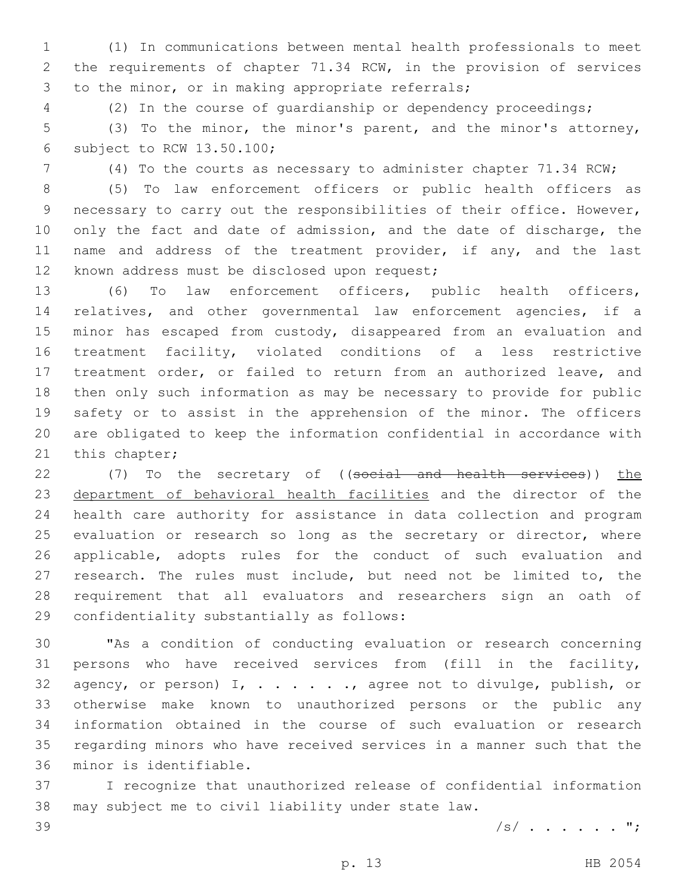(1) In communications between mental health professionals to meet the requirements of chapter 71.34 RCW, in the provision of services to the minor, or in making appropriate referrals;

(2) In the course of guardianship or dependency proceedings;

(3) To the minor, the minor's parent, and the minor's attorney, subject to RCW 13.50.100;

(4) To the courts as necessary to administer chapter 71.34 RCW;

(5) To law enforcement officers or public health officers as necessary to carry out the responsibilities of their office. However, only the fact and date of admission, and the date of discharge, the name and address of the treatment provider, if any, and the last known address must be disclosed upon request;

(6) To law enforcement officers, public health officers, relatives, and other governmental law enforcement agencies, if a minor has escaped from custody, disappeared from an evaluation and treatment facility, violated conditions of a less restrictive treatment order, or failed to return from an authorized leave, and then only such information as may be necessary to provide for public safety or to assist in the apprehension of the minor. The officers are obligated to keep the information confidential in accordance with this chapter;

(7) To the secretary of ((~~social and health services~~)) <u>the department of behavioral health facilities</u> and the director of the health care authority for assistance in data collection and program evaluation or research so long as the secretary or director, where applicable, adopts rules for the conduct of such evaluation and research. The rules must include, but need not be limited to, the requirement that all evaluators and researchers sign an oath of confidentiality substantially as follows:

"As a condition of conducting evaluation or research concerning persons who have received services from (fill in the facility, agency, or person) I, . . . . . ., agree not to divulge, publish, or otherwise make known to unauthorized persons or the public any information obtained in the course of such evaluation or research regarding minors who have received services in a manner such that the minor is identifiable.

I recognize that unauthorized release of confidential information may subject me to civil liability under state law.

/s/ . . . . . . ";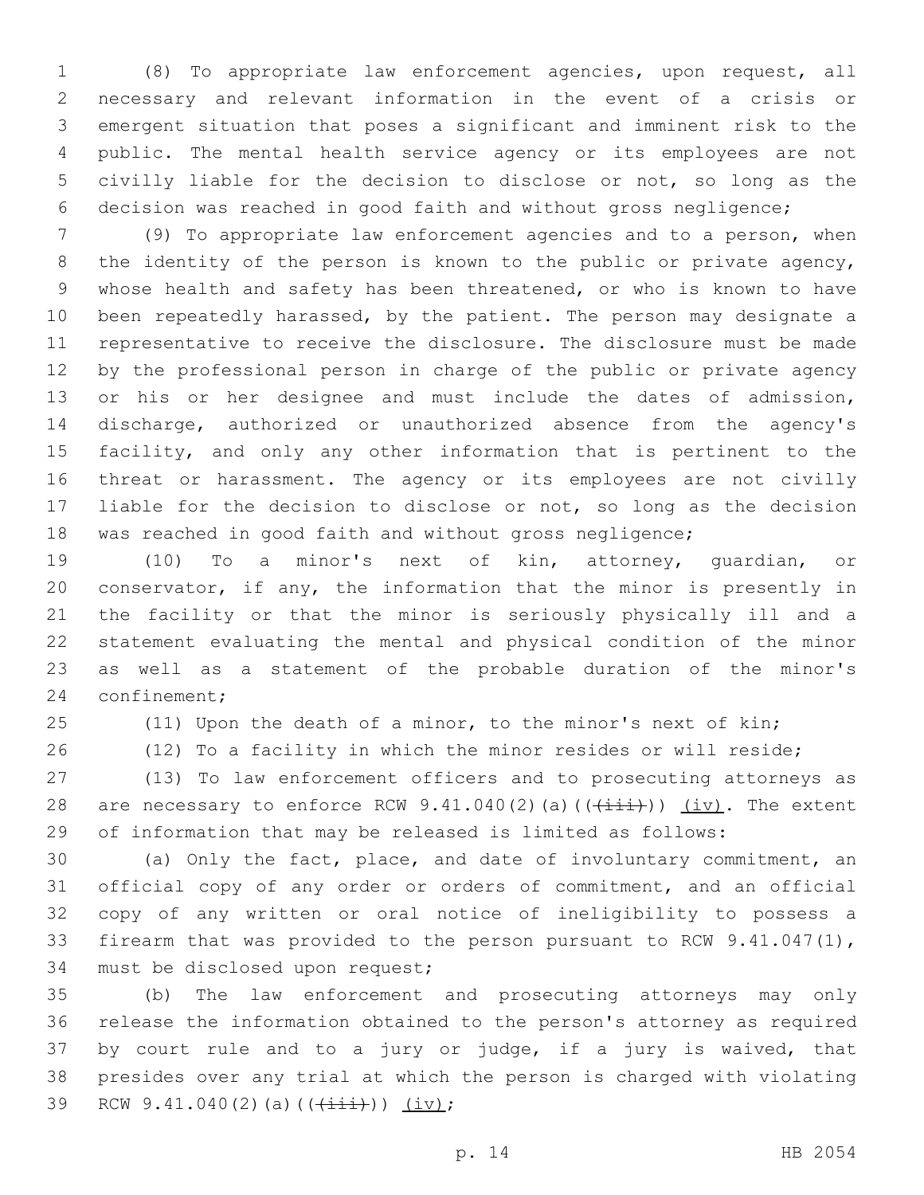(8) To appropriate law enforcement agencies, upon request, all necessary and relevant information in the event of a crisis or emergent situation that poses a significant and imminent risk to the public. The mental health service agency or its employees are not civilly liable for the decision to disclose or not, so long as the decision was reached in good faith and without gross negligence;

(9) To appropriate law enforcement agencies and to a person, when the identity of the person is known to the public or private agency, whose health and safety has been threatened, or who is known to have been repeatedly harassed, by the patient. The person may designate a representative to receive the disclosure. The disclosure must be made by the professional person in charge of the public or private agency or his or her designee and must include the dates of admission, discharge, authorized or unauthorized absence from the agency's facility, and only any other information that is pertinent to the threat or harassment. The agency or its employees are not civilly liable for the decision to disclose or not, so long as the decision was reached in good faith and without gross negligence;

(10) To a minor's next of kin, attorney, guardian, or conservator, if any, the information that the minor is presently in the facility or that the minor is seriously physically ill and a statement evaluating the mental and physical condition of the minor as well as a statement of the probable duration of the minor's confinement;

(11) Upon the death of a minor, to the minor's next of kin;

(12) To a facility in which the minor resides or will reside;

(13) To law enforcement officers and to prosecuting attorneys as are necessary to enforce RCW 9.41.040(2)(a)((~~(iii)~~)) <u>(iv)</u>. The extent of information that may be released is limited as follows:

(a) Only the fact, place, and date of involuntary commitment, an official copy of any order or orders of commitment, and an official copy of any written or oral notice of ineligibility to possess a firearm that was provided to the person pursuant to RCW 9.41.047(1), must be disclosed upon request;

(b) The law enforcement and prosecuting attorneys may only release the information obtained to the person's attorney as required by court rule and to a jury or judge, if a jury is waived, that presides over any trial at which the person is charged with violating RCW 9.41.040(2)(a)((~~(iii)~~)) <u>(iv)</u>;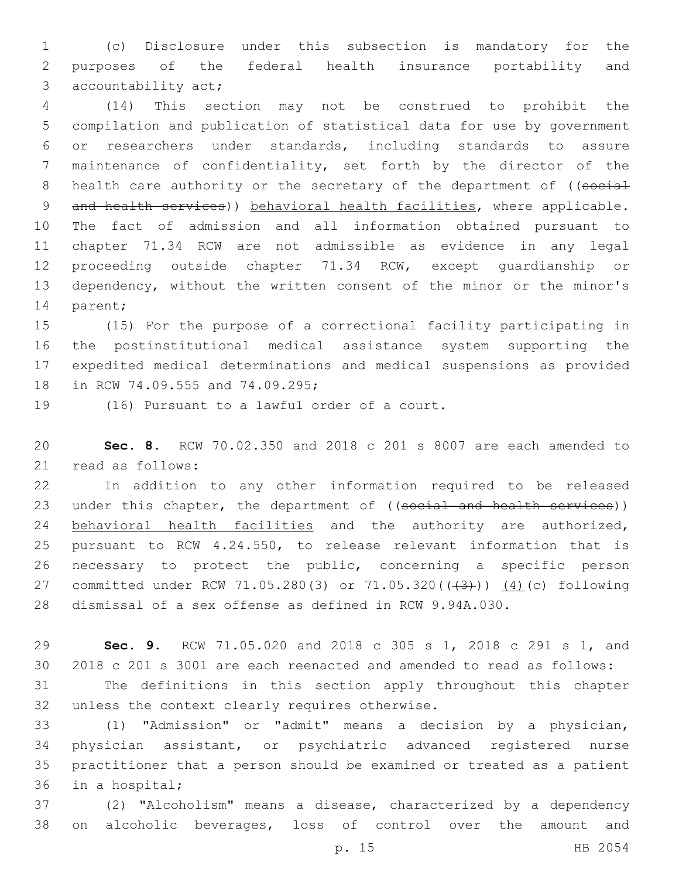(c) Disclosure under this subsection is mandatory for the purposes of the federal health insurance portability and accountability act;

(14) This section may not be construed to prohibit the compilation and publication of statistical data for use by government or researchers under standards, including standards to assure maintenance of confidentiality, set forth by the director of the health care authority or the secretary of the department of ((~~social and health services~~)) behavioral health facilities, where applicable. The fact of admission and all information obtained pursuant to chapter 71.34 RCW are not admissible as evidence in any legal proceeding outside chapter 71.34 RCW, except guardianship or dependency, without the written consent of the minor or the minor's parent;

(15) For the purpose of a correctional facility participating in the postinstitutional medical assistance system supporting the expedited medical determinations and medical suspensions as provided in RCW 74.09.555 and 74.09.295;

(16) Pursuant to a lawful order of a court.

**Sec. 8.** RCW 70.02.350 and 2018 c 201 s 8007 are each amended to read as follows:

In addition to any other information required to be released under this chapter, the department of ((~~social and health services~~)) behavioral health facilities and the authority are authorized, pursuant to RCW 4.24.550, to release relevant information that is necessary to protect the public, concerning a specific person committed under RCW 71.05.280(3) or 71.05.320((~~(3)~~)) (4)(c) following dismissal of a sex offense as defined in RCW 9.94A.030.

**Sec. 9.** RCW 71.05.020 and 2018 c 305 s 1, 2018 c 291 s 1, and 2018 c 201 s 3001 are each reenacted and amended to read as follows:

The definitions in this section apply throughout this chapter unless the context clearly requires otherwise.

(1) "Admission" or "admit" means a decision by a physician, physician assistant, or psychiatric advanced registered nurse practitioner that a person should be examined or treated as a patient in a hospital;

(2) "Alcoholism" means a disease, characterized by a dependency on alcoholic beverages, loss of control over the amount and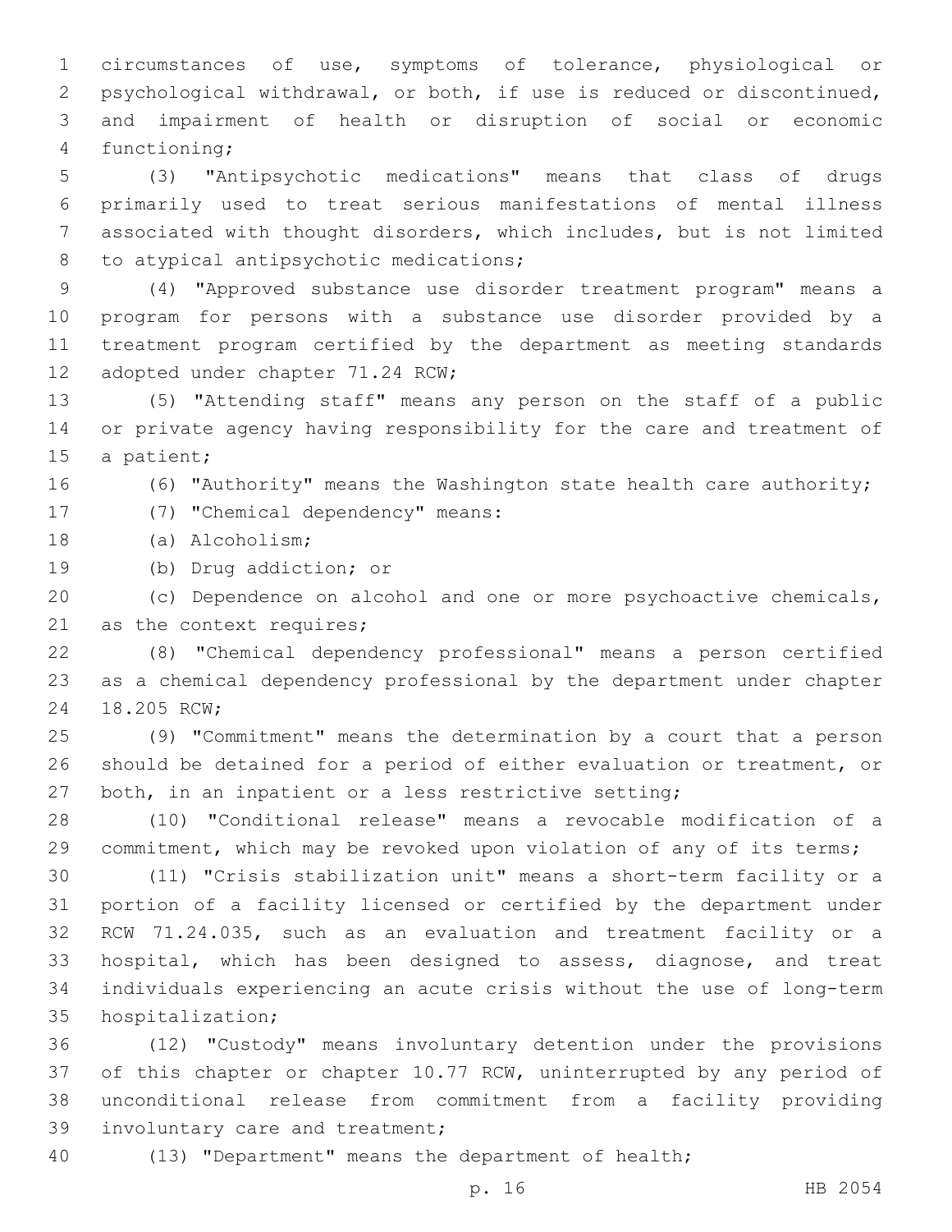circumstances of use, symptoms of tolerance, physiological or psychological withdrawal, or both, if use is reduced or discontinued, and impairment of health or disruption of social or economic functioning;

(3) "Antipsychotic medications" means that class of drugs primarily used to treat serious manifestations of mental illness associated with thought disorders, which includes, but is not limited to atypical antipsychotic medications;

(4) "Approved substance use disorder treatment program" means a program for persons with a substance use disorder provided by a treatment program certified by the department as meeting standards adopted under chapter 71.24 RCW;

(5) "Attending staff" means any person on the staff of a public or private agency having responsibility for the care and treatment of a patient;

(6) "Authority" means the Washington state health care authority;

(7) "Chemical dependency" means:

(a) Alcoholism;

(b) Drug addiction; or

(c) Dependence on alcohol and one or more psychoactive chemicals, as the context requires;

(8) "Chemical dependency professional" means a person certified as a chemical dependency professional by the department under chapter 18.205 RCW;

(9) "Commitment" means the determination by a court that a person should be detained for a period of either evaluation or treatment, or both, in an inpatient or a less restrictive setting;

(10) "Conditional release" means a revocable modification of a commitment, which may be revoked upon violation of any of its terms;

(11) "Crisis stabilization unit" means a short-term facility or a portion of a facility licensed or certified by the department under RCW 71.24.035, such as an evaluation and treatment facility or a hospital, which has been designed to assess, diagnose, and treat individuals experiencing an acute crisis without the use of long-term hospitalization;

(12) "Custody" means involuntary detention under the provisions of this chapter or chapter 10.77 RCW, uninterrupted by any period of unconditional release from commitment from a facility providing involuntary care and treatment;

(13) "Department" means the department of health;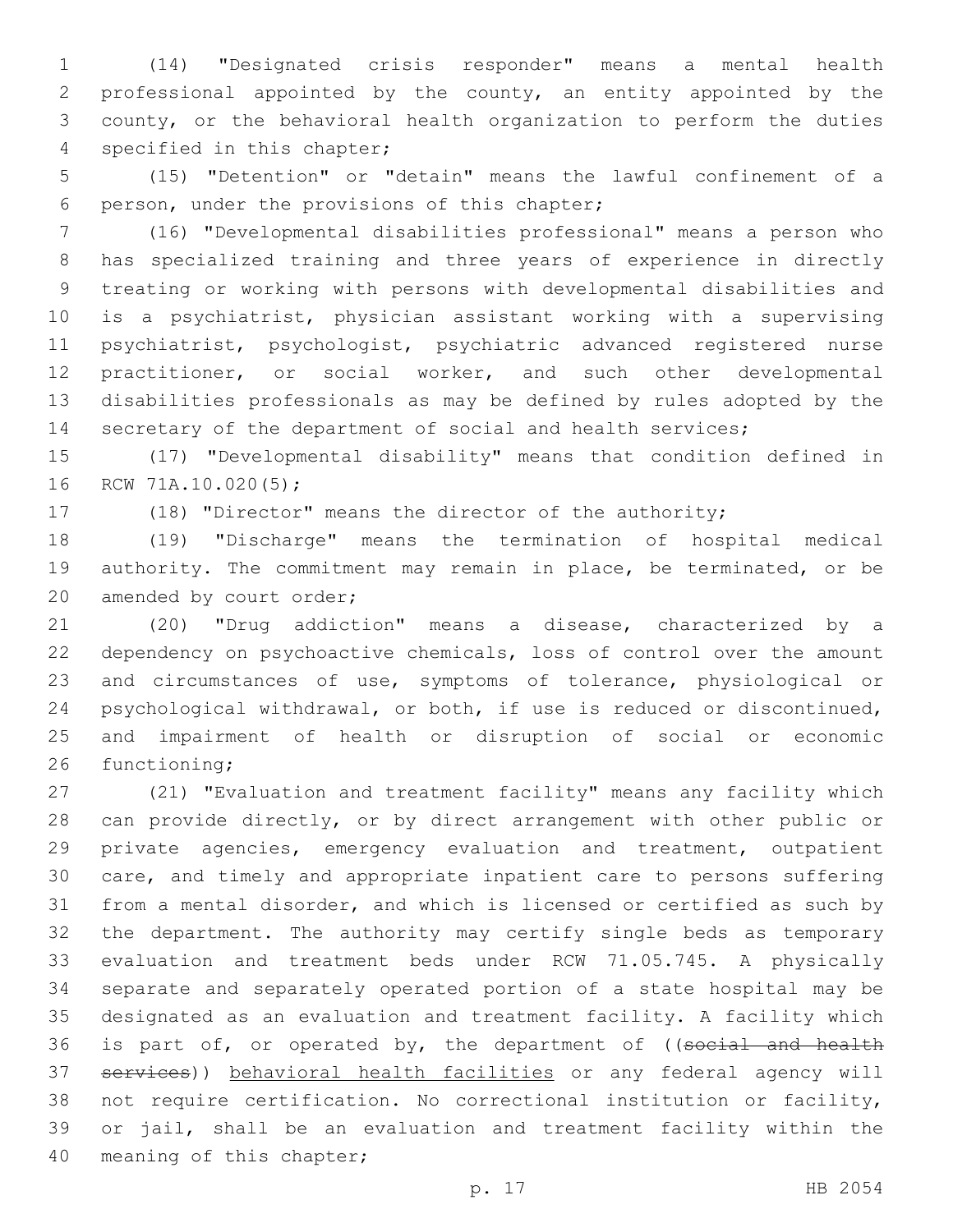(14) "Designated crisis responder" means a mental health professional appointed by the county, an entity appointed by the county, or the behavioral health organization to perform the duties specified in this chapter;

(15) "Detention" or "detain" means the lawful confinement of a person, under the provisions of this chapter;

(16) "Developmental disabilities professional" means a person who has specialized training and three years of experience in directly treating or working with persons with developmental disabilities and is a psychiatrist, physician assistant working with a supervising psychiatrist, psychologist, psychiatric advanced registered nurse practitioner, or social worker, and such other developmental disabilities professionals as may be defined by rules adopted by the secretary of the department of social and health services;

(17) "Developmental disability" means that condition defined in RCW 71A.10.020(5);

(18) "Director" means the director of the authority;

(19) "Discharge" means the termination of hospital medical authority. The commitment may remain in place, be terminated, or be amended by court order;

(20) "Drug addiction" means a disease, characterized by a dependency on psychoactive chemicals, loss of control over the amount and circumstances of use, symptoms of tolerance, physiological or psychological withdrawal, or both, if use is reduced or discontinued, and impairment of health or disruption of social or economic functioning;

(21) "Evaluation and treatment facility" means any facility which can provide directly, or by direct arrangement with other public or private agencies, emergency evaluation and treatment, outpatient care, and timely and appropriate inpatient care to persons suffering from a mental disorder, and which is licensed or certified as such by the department. The authority may certify single beds as temporary evaluation and treatment beds under RCW 71.05.745. A physically separate and separately operated portion of a state hospital may be designated as an evaluation and treatment facility. A facility which is part of, or operated by, the department of ((~~social and health services~~)) behavioral health facilities or any federal agency will not require certification. No correctional institution or facility, or jail, shall be an evaluation and treatment facility within the meaning of this chapter;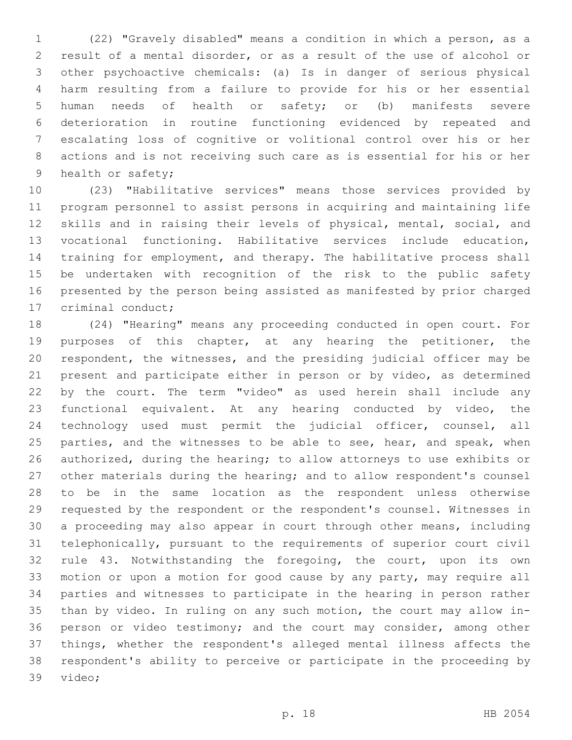(22) "Gravely disabled" means a condition in which a person, as a result of a mental disorder, or as a result of the use of alcohol or other psychoactive chemicals: (a) Is in danger of serious physical harm resulting from a failure to provide for his or her essential human needs of health or safety; or (b) manifests severe deterioration in routine functioning evidenced by repeated and escalating loss of cognitive or volitional control over his or her actions and is not receiving such care as is essential for his or her health or safety;

(23) "Habilitative services" means those services provided by program personnel to assist persons in acquiring and maintaining life skills and in raising their levels of physical, mental, social, and vocational functioning. Habilitative services include education, training for employment, and therapy. The habilitative process shall be undertaken with recognition of the risk to the public safety presented by the person being assisted as manifested by prior charged criminal conduct;

(24) "Hearing" means any proceeding conducted in open court. For purposes of this chapter, at any hearing the petitioner, the respondent, the witnesses, and the presiding judicial officer may be present and participate either in person or by video, as determined by the court. The term "video" as used herein shall include any functional equivalent. At any hearing conducted by video, the technology used must permit the judicial officer, counsel, all parties, and the witnesses to be able to see, hear, and speak, when authorized, during the hearing; to allow attorneys to use exhibits or other materials during the hearing; and to allow respondent's counsel to be in the same location as the respondent unless otherwise requested by the respondent or the respondent's counsel. Witnesses in a proceeding may also appear in court through other means, including telephonically, pursuant to the requirements of superior court civil rule 43. Notwithstanding the foregoing, the court, upon its own motion or upon a motion for good cause by any party, may require all parties and witnesses to participate in the hearing in person rather than by video. In ruling on any such motion, the court may allow in-person or video testimony; and the court may consider, among other things, whether the respondent's alleged mental illness affects the respondent's ability to perceive or participate in the proceeding by video;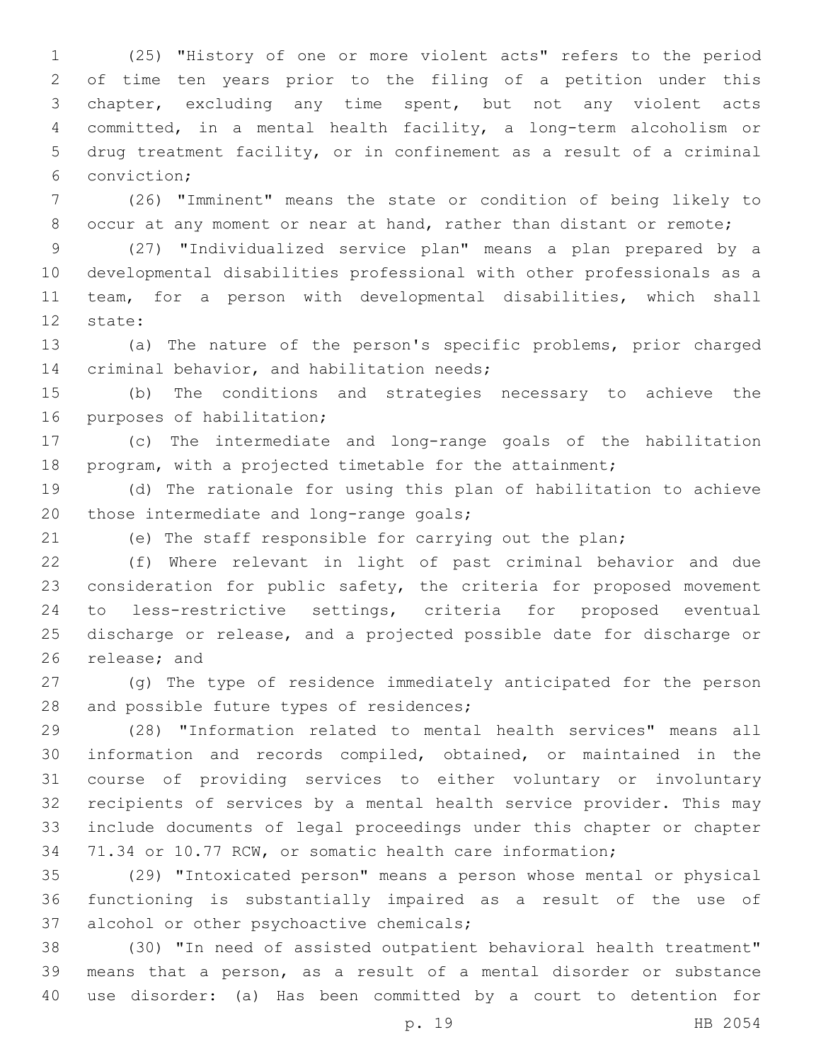(25) "History of one or more violent acts" refers to the period of time ten years prior to the filing of a petition under this chapter, excluding any time spent, but not any violent acts committed, in a mental health facility, a long-term alcoholism or drug treatment facility, or in confinement as a result of a criminal conviction;

(26) "Imminent" means the state or condition of being likely to occur at any moment or near at hand, rather than distant or remote;

(27) "Individualized service plan" means a plan prepared by a developmental disabilities professional with other professionals as a team, for a person with developmental disabilities, which shall state:

(a) The nature of the person's specific problems, prior charged criminal behavior, and habilitation needs;

(b) The conditions and strategies necessary to achieve the purposes of habilitation;

(c) The intermediate and long-range goals of the habilitation program, with a projected timetable for the attainment;

(d) The rationale for using this plan of habilitation to achieve those intermediate and long-range goals;

(e) The staff responsible for carrying out the plan;

(f) Where relevant in light of past criminal behavior and due consideration for public safety, the criteria for proposed movement to less-restrictive settings, criteria for proposed eventual discharge or release, and a projected possible date for discharge or release; and

(g) The type of residence immediately anticipated for the person and possible future types of residences;

(28) "Information related to mental health services" means all information and records compiled, obtained, or maintained in the course of providing services to either voluntary or involuntary recipients of services by a mental health service provider. This may include documents of legal proceedings under this chapter or chapter 71.34 or 10.77 RCW, or somatic health care information;

(29) "Intoxicated person" means a person whose mental or physical functioning is substantially impaired as a result of the use of alcohol or other psychoactive chemicals;

(30) "In need of assisted outpatient behavioral health treatment" means that a person, as a result of a mental disorder or substance use disorder: (a) Has been committed by a court to detention for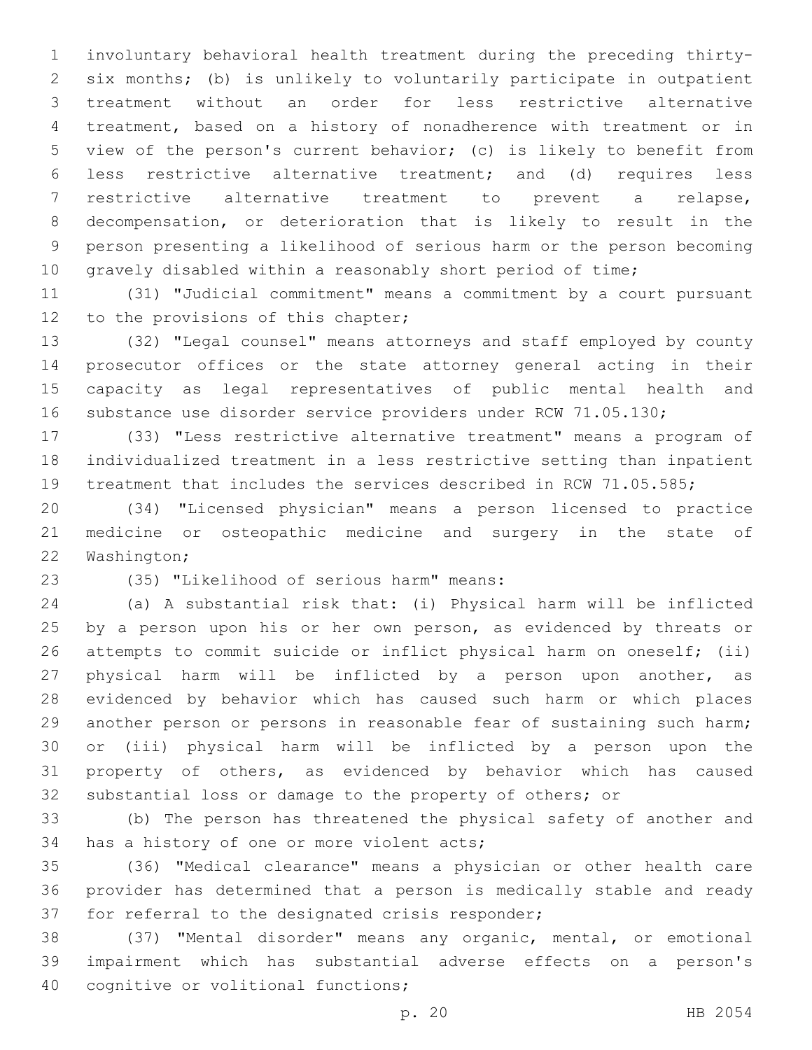involuntary behavioral health treatment during the preceding thirty-six months; (b) is unlikely to voluntarily participate in outpatient treatment without an order for less restrictive alternative treatment, based on a history of nonadherence with treatment or in view of the person's current behavior; (c) is likely to benefit from less restrictive alternative treatment; and (d) requires less restrictive alternative treatment to prevent a relapse, decompensation, or deterioration that is likely to result in the person presenting a likelihood of serious harm or the person becoming gravely disabled within a reasonably short period of time;

(31) "Judicial commitment" means a commitment by a court pursuant to the provisions of this chapter;

(32) "Legal counsel" means attorneys and staff employed by county prosecutor offices or the state attorney general acting in their capacity as legal representatives of public mental health and substance use disorder service providers under RCW 71.05.130;

(33) "Less restrictive alternative treatment" means a program of individualized treatment in a less restrictive setting than inpatient treatment that includes the services described in RCW 71.05.585;

(34) "Licensed physician" means a person licensed to practice medicine or osteopathic medicine and surgery in the state of Washington;

(35) "Likelihood of serious harm" means:

(a) A substantial risk that: (i) Physical harm will be inflicted by a person upon his or her own person, as evidenced by threats or attempts to commit suicide or inflict physical harm on oneself; (ii) physical harm will be inflicted by a person upon another, as evidenced by behavior which has caused such harm or which places another person or persons in reasonable fear of sustaining such harm; or (iii) physical harm will be inflicted by a person upon the property of others, as evidenced by behavior which has caused substantial loss or damage to the property of others; or

(b) The person has threatened the physical safety of another and has a history of one or more violent acts;

(36) "Medical clearance" means a physician or other health care provider has determined that a person is medically stable and ready for referral to the designated crisis responder;

(37) "Mental disorder" means any organic, mental, or emotional impairment which has substantial adverse effects on a person's cognitive or volitional functions;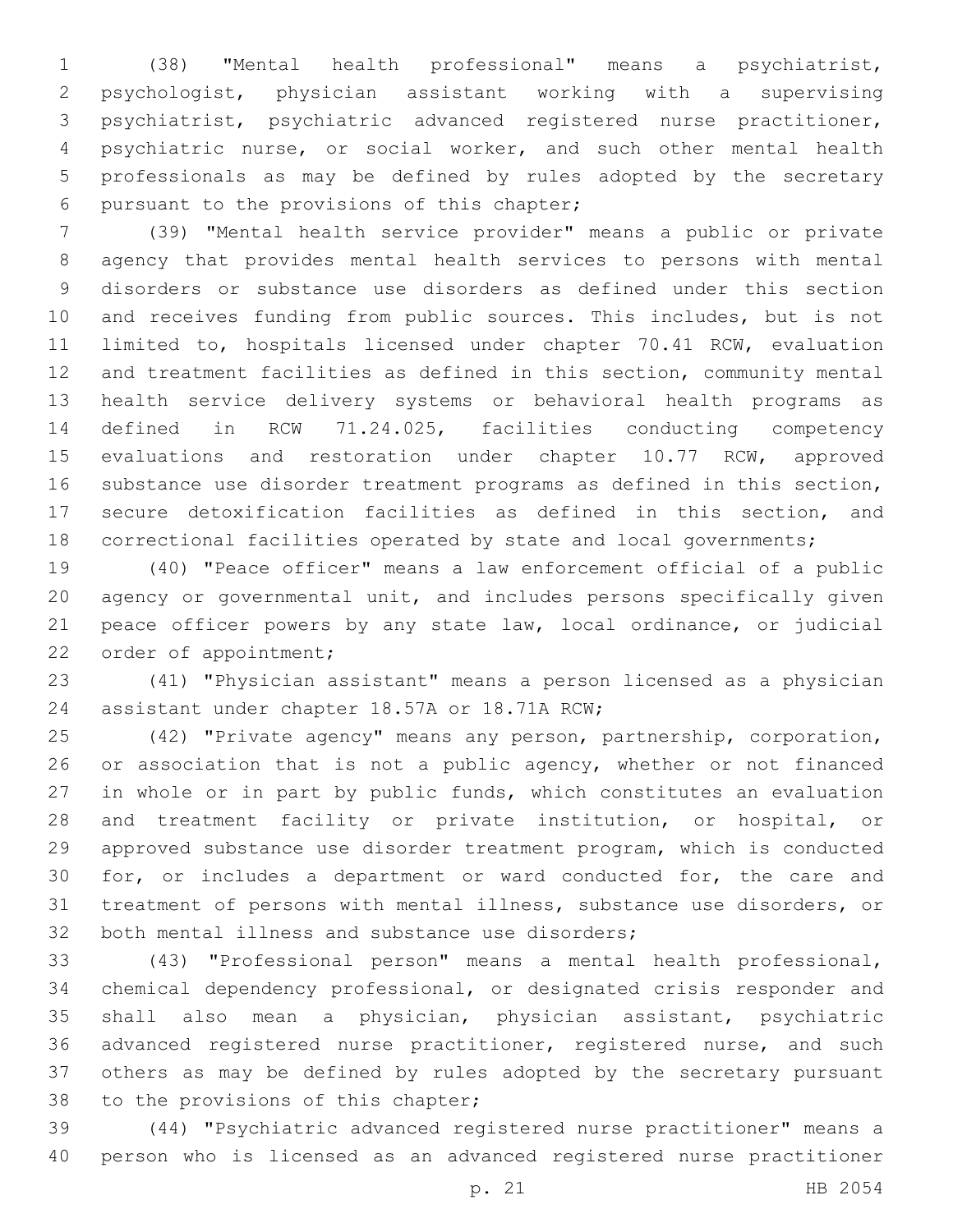(38) "Mental health professional" means a psychiatrist, psychologist, physician assistant working with a supervising psychiatrist, psychiatric advanced registered nurse practitioner, psychiatric nurse, or social worker, and such other mental health professionals as may be defined by rules adopted by the secretary pursuant to the provisions of this chapter;

(39) "Mental health service provider" means a public or private agency that provides mental health services to persons with mental disorders or substance use disorders as defined under this section and receives funding from public sources. This includes, but is not limited to, hospitals licensed under chapter 70.41 RCW, evaluation and treatment facilities as defined in this section, community mental health service delivery systems or behavioral health programs as defined in RCW 71.24.025, facilities conducting competency evaluations and restoration under chapter 10.77 RCW, approved substance use disorder treatment programs as defined in this section, secure detoxification facilities as defined in this section, and correctional facilities operated by state and local governments;

(40) "Peace officer" means a law enforcement official of a public agency or governmental unit, and includes persons specifically given peace officer powers by any state law, local ordinance, or judicial order of appointment;

(41) "Physician assistant" means a person licensed as a physician assistant under chapter 18.57A or 18.71A RCW;

(42) "Private agency" means any person, partnership, corporation, or association that is not a public agency, whether or not financed in whole or in part by public funds, which constitutes an evaluation and treatment facility or private institution, or hospital, or approved substance use disorder treatment program, which is conducted for, or includes a department or ward conducted for, the care and treatment of persons with mental illness, substance use disorders, or both mental illness and substance use disorders;

(43) "Professional person" means a mental health professional, chemical dependency professional, or designated crisis responder and shall also mean a physician, physician assistant, psychiatric advanced registered nurse practitioner, registered nurse, and such others as may be defined by rules adopted by the secretary pursuant to the provisions of this chapter;

(44) "Psychiatric advanced registered nurse practitioner" means a person who is licensed as an advanced registered nurse practitioner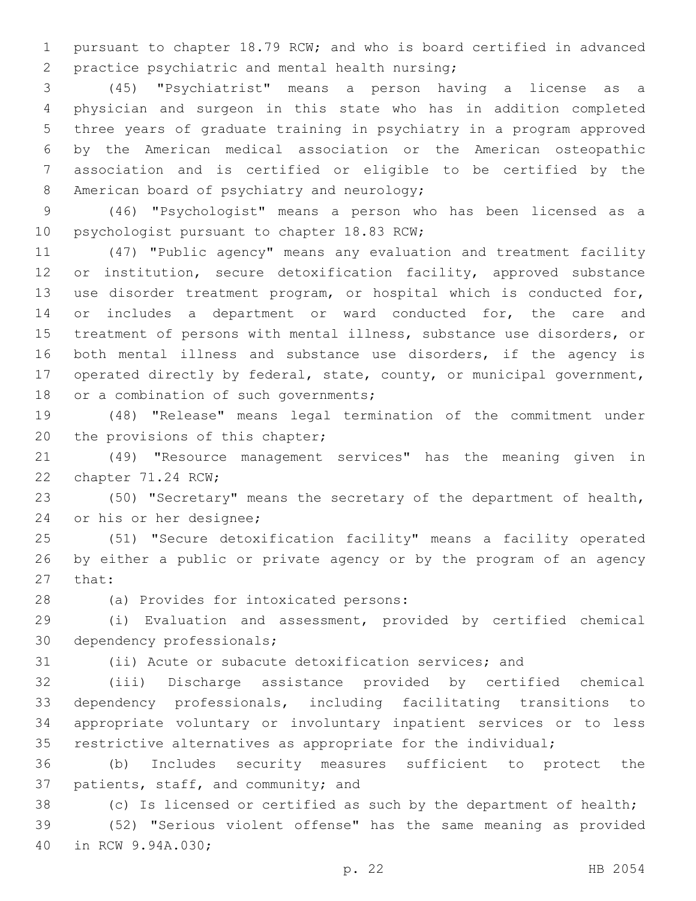pursuant to chapter 18.79 RCW; and who is board certified in advanced practice psychiatric and mental health nursing;

(45) "Psychiatrist" means a person having a license as a physician and surgeon in this state who has in addition completed three years of graduate training in psychiatry in a program approved by the American medical association or the American osteopathic association and is certified or eligible to be certified by the American board of psychiatry and neurology;

(46) "Psychologist" means a person who has been licensed as a psychologist pursuant to chapter 18.83 RCW;

(47) "Public agency" means any evaluation and treatment facility or institution, secure detoxification facility, approved substance use disorder treatment program, or hospital which is conducted for, or includes a department or ward conducted for, the care and treatment of persons with mental illness, substance use disorders, or both mental illness and substance use disorders, if the agency is operated directly by federal, state, county, or municipal government, or a combination of such governments;

(48) "Release" means legal termination of the commitment under the provisions of this chapter;

(49) "Resource management services" has the meaning given in chapter 71.24 RCW;

(50) "Secretary" means the secretary of the department of health, or his or her designee;

(51) "Secure detoxification facility" means a facility operated by either a public or private agency or by the program of an agency that:

(a) Provides for intoxicated persons:

(i) Evaluation and assessment, provided by certified chemical dependency professionals;

(ii) Acute or subacute detoxification services; and

(iii) Discharge assistance provided by certified chemical dependency professionals, including facilitating transitions to appropriate voluntary or involuntary inpatient services or to less restrictive alternatives as appropriate for the individual;

(b) Includes security measures sufficient to protect the patients, staff, and community; and

(c) Is licensed or certified as such by the department of health;

(52) "Serious violent offense" has the same meaning as provided in RCW 9.94A.030;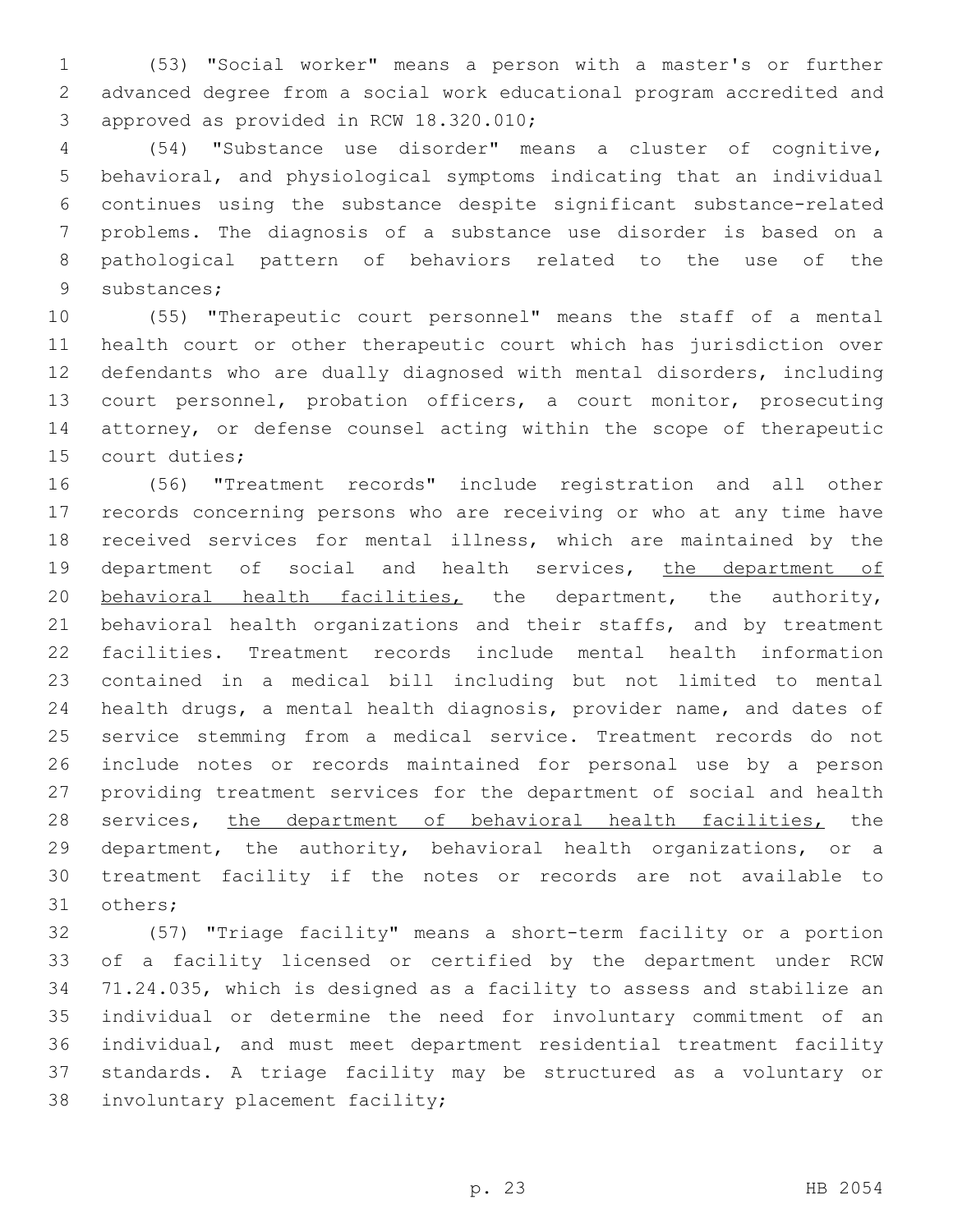(53) "Social worker" means a person with a master's or further advanced degree from a social work educational program accredited and approved as provided in RCW 18.320.010;

(54) "Substance use disorder" means a cluster of cognitive, behavioral, and physiological symptoms indicating that an individual continues using the substance despite significant substance-related problems. The diagnosis of a substance use disorder is based on a pathological pattern of behaviors related to the use of the substances;

(55) "Therapeutic court personnel" means the staff of a mental health court or other therapeutic court which has jurisdiction over defendants who are dually diagnosed with mental disorders, including court personnel, probation officers, a court monitor, prosecuting attorney, or defense counsel acting within the scope of therapeutic court duties;

(56) "Treatment records" include registration and all other records concerning persons who are receiving or who at any time have received services for mental illness, which are maintained by the department of social and health services, <u>the department of behavioral health facilities,</u> the department, the authority, behavioral health organizations and their staffs, and by treatment facilities. Treatment records include mental health information contained in a medical bill including but not limited to mental health drugs, a mental health diagnosis, provider name, and dates of service stemming from a medical service. Treatment records do not include notes or records maintained for personal use by a person providing treatment services for the department of social and health services, <u>the department of behavioral health facilities,</u> the department, the authority, behavioral health organizations, or a treatment facility if the notes or records are not available to others;

(57) "Triage facility" means a short-term facility or a portion of a facility licensed or certified by the department under RCW 71.24.035, which is designed as a facility to assess and stabilize an individual or determine the need for involuntary commitment of an individual, and must meet department residential treatment facility standards. A triage facility may be structured as a voluntary or involuntary placement facility;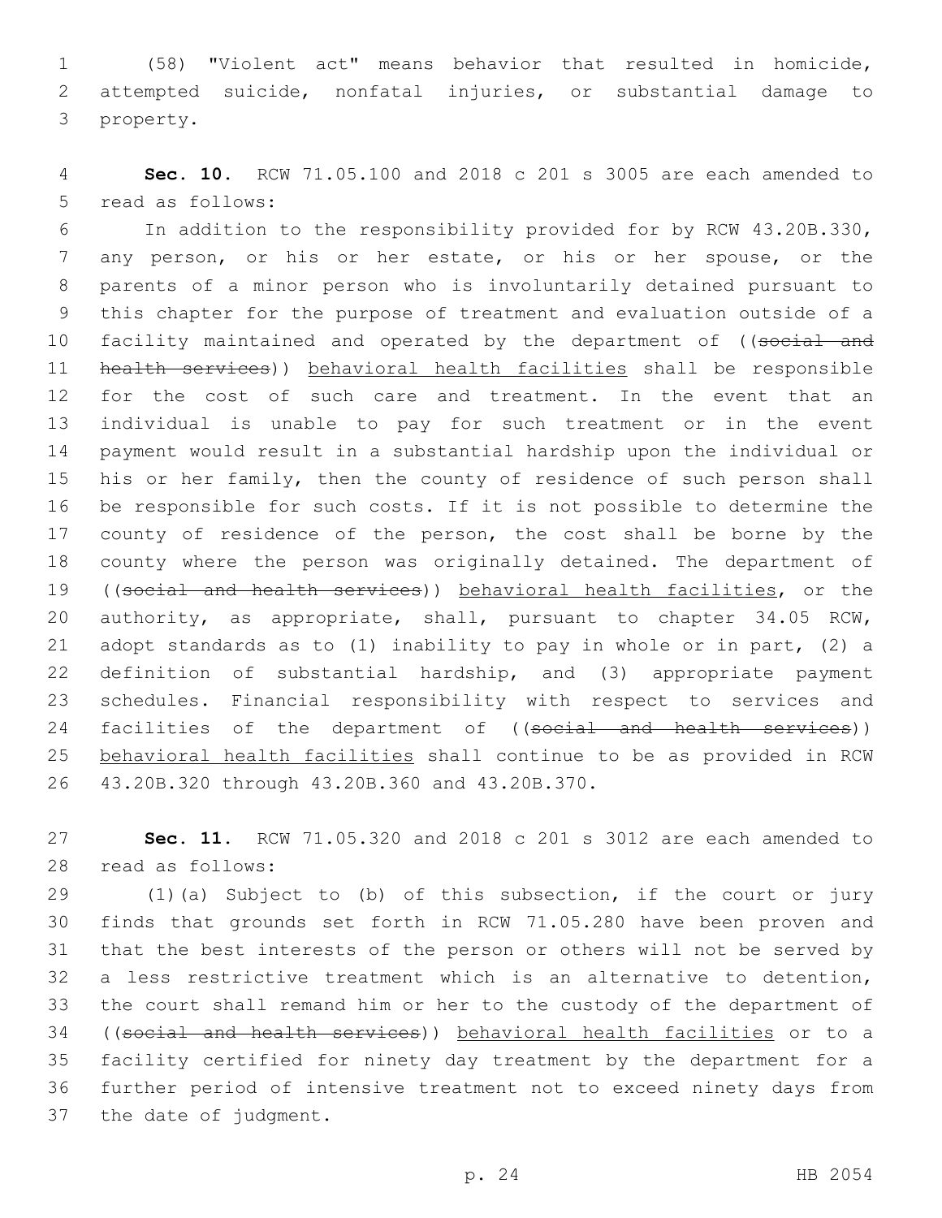(58) "Violent act" means behavior that resulted in homicide, attempted suicide, nonfatal injuries, or substantial damage to property.

**Sec. 10.** RCW 71.05.100 and 2018 c 201 s 3005 are each amended to read as follows:

In addition to the responsibility provided for by RCW 43.20B.330, any person, or his or her estate, or his or her spouse, or the parents of a minor person who is involuntarily detained pursuant to this chapter for the purpose of treatment and evaluation outside of a facility maintained and operated by the department of ((~~social and health services~~)) behavioral health facilities shall be responsible for the cost of such care and treatment. In the event that an individual is unable to pay for such treatment or in the event payment would result in a substantial hardship upon the individual or his or her family, then the county of residence of such person shall be responsible for such costs. If it is not possible to determine the county of residence of the person, the cost shall be borne by the county where the person was originally detained. The department of ((~~social and health services~~)) behavioral health facilities, or the authority, as appropriate, shall, pursuant to chapter 34.05 RCW, adopt standards as to (1) inability to pay in whole or in part, (2) a definition of substantial hardship, and (3) appropriate payment schedules. Financial responsibility with respect to services and facilities of the department of ((~~social and health services~~)) behavioral health facilities shall continue to be as provided in RCW 43.20B.320 through 43.20B.360 and 43.20B.370.

**Sec. 11.** RCW 71.05.320 and 2018 c 201 s 3012 are each amended to read as follows:

(1)(a) Subject to (b) of this subsection, if the court or jury finds that grounds set forth in RCW 71.05.280 have been proven and that the best interests of the person or others will not be served by a less restrictive treatment which is an alternative to detention, the court shall remand him or her to the custody of the department of ((~~social and health services~~)) behavioral health facilities or to a facility certified for ninety day treatment by the department for a further period of intensive treatment not to exceed ninety days from the date of judgment.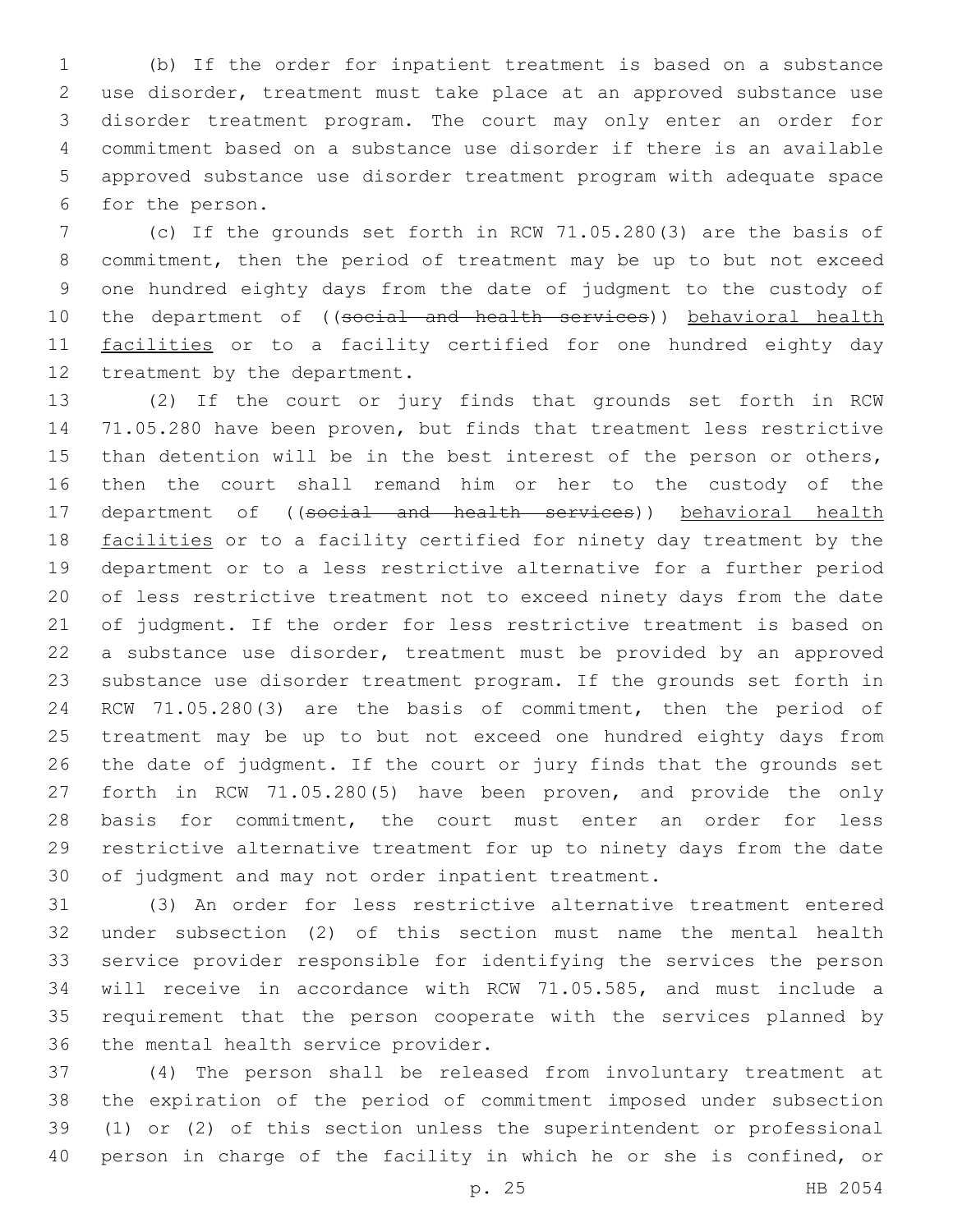(b) If the order for inpatient treatment is based on a substance use disorder, treatment must take place at an approved substance use disorder treatment program. The court may only enter an order for commitment based on a substance use disorder if there is an available approved substance use disorder treatment program with adequate space for the person.

(c) If the grounds set forth in RCW 71.05.280(3) are the basis of commitment, then the period of treatment may be up to but not exceed one hundred eighty days from the date of judgment to the custody of the department of ((~~social and health services~~)) behavioral health facilities or to a facility certified for one hundred eighty day treatment by the department.

(2) If the court or jury finds that grounds set forth in RCW 71.05.280 have been proven, but finds that treatment less restrictive than detention will be in the best interest of the person or others, then the court shall remand him or her to the custody of the department of ((~~social and health services~~)) behavioral health facilities or to a facility certified for ninety day treatment by the department or to a less restrictive alternative for a further period of less restrictive treatment not to exceed ninety days from the date of judgment. If the order for less restrictive treatment is based on a substance use disorder, treatment must be provided by an approved substance use disorder treatment program. If the grounds set forth in RCW 71.05.280(3) are the basis of commitment, then the period of treatment may be up to but not exceed one hundred eighty days from the date of judgment. If the court or jury finds that the grounds set forth in RCW 71.05.280(5) have been proven, and provide the only basis for commitment, the court must enter an order for less restrictive alternative treatment for up to ninety days from the date of judgment and may not order inpatient treatment.

(3) An order for less restrictive alternative treatment entered under subsection (2) of this section must name the mental health service provider responsible for identifying the services the person will receive in accordance with RCW 71.05.585, and must include a requirement that the person cooperate with the services planned by the mental health service provider.

(4) The person shall be released from involuntary treatment at the expiration of the period of commitment imposed under subsection (1) or (2) of this section unless the superintendent or professional person in charge of the facility in which he or she is confined, or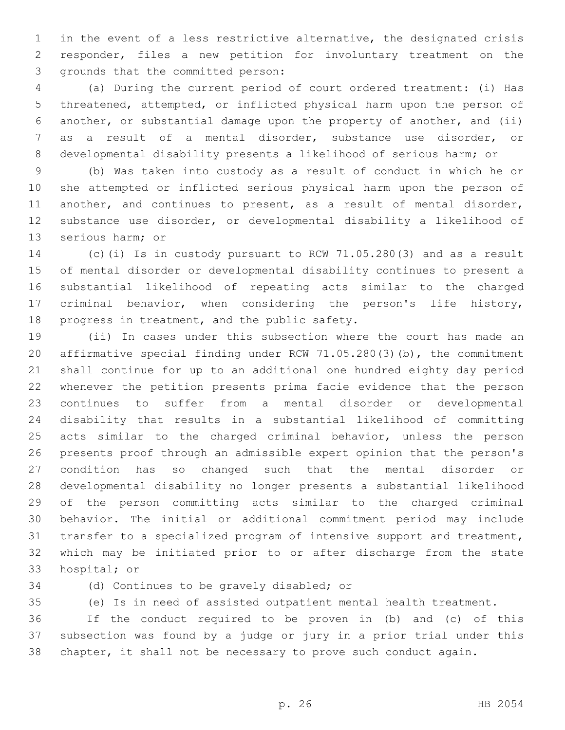in the event of a less restrictive alternative, the designated crisis responder, files a new petition for involuntary treatment on the grounds that the committed person:

(a) During the current period of court ordered treatment: (i) Has threatened, attempted, or inflicted physical harm upon the person of another, or substantial damage upon the property of another, and (ii) as a result of a mental disorder, substance use disorder, or developmental disability presents a likelihood of serious harm; or

(b) Was taken into custody as a result of conduct in which he or she attempted or inflicted serious physical harm upon the person of another, and continues to present, as a result of mental disorder, substance use disorder, or developmental disability a likelihood of serious harm; or

(c)(i) Is in custody pursuant to RCW 71.05.280(3) and as a result of mental disorder or developmental disability continues to present a substantial likelihood of repeating acts similar to the charged criminal behavior, when considering the person's life history, progress in treatment, and the public safety.

(ii) In cases under this subsection where the court has made an affirmative special finding under RCW 71.05.280(3)(b), the commitment shall continue for up to an additional one hundred eighty day period whenever the petition presents prima facie evidence that the person continues to suffer from a mental disorder or developmental disability that results in a substantial likelihood of committing acts similar to the charged criminal behavior, unless the person presents proof through an admissible expert opinion that the person's condition has so changed such that the mental disorder or developmental disability no longer presents a substantial likelihood of the person committing acts similar to the charged criminal behavior. The initial or additional commitment period may include transfer to a specialized program of intensive support and treatment, which may be initiated prior to or after discharge from the state hospital; or

(d) Continues to be gravely disabled; or

(e) Is in need of assisted outpatient mental health treatment.

If the conduct required to be proven in (b) and (c) of this subsection was found by a judge or jury in a prior trial under this chapter, it shall not be necessary to prove such conduct again.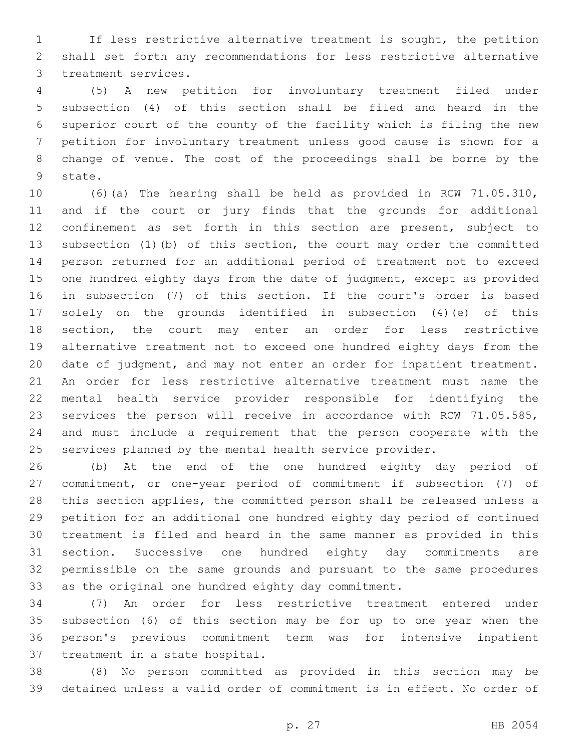If less restrictive alternative treatment is sought, the petition shall set forth any recommendations for less restrictive alternative treatment services.

(5) A new petition for involuntary treatment filed under subsection (4) of this section shall be filed and heard in the superior court of the county of the facility which is filing the new petition for involuntary treatment unless good cause is shown for a change of venue. The cost of the proceedings shall be borne by the state.

(6)(a) The hearing shall be held as provided in RCW 71.05.310, and if the court or jury finds that the grounds for additional confinement as set forth in this section are present, subject to subsection (1)(b) of this section, the court may order the committed person returned for an additional period of treatment not to exceed one hundred eighty days from the date of judgment, except as provided in subsection (7) of this section. If the court's order is based solely on the grounds identified in subsection (4)(e) of this section, the court may enter an order for less restrictive alternative treatment not to exceed one hundred eighty days from the date of judgment, and may not enter an order for inpatient treatment. An order for less restrictive alternative treatment must name the mental health service provider responsible for identifying the services the person will receive in accordance with RCW 71.05.585, and must include a requirement that the person cooperate with the services planned by the mental health service provider.

(b) At the end of the one hundred eighty day period of commitment, or one-year period of commitment if subsection (7) of this section applies, the committed person shall be released unless a petition for an additional one hundred eighty day period of continued treatment is filed and heard in the same manner as provided in this section. Successive one hundred eighty day commitments are permissible on the same grounds and pursuant to the same procedures as the original one hundred eighty day commitment.

(7) An order for less restrictive treatment entered under subsection (6) of this section may be for up to one year when the person's previous commitment term was for intensive inpatient treatment in a state hospital.

(8) No person committed as provided in this section may be detained unless a valid order of commitment is in effect. No order of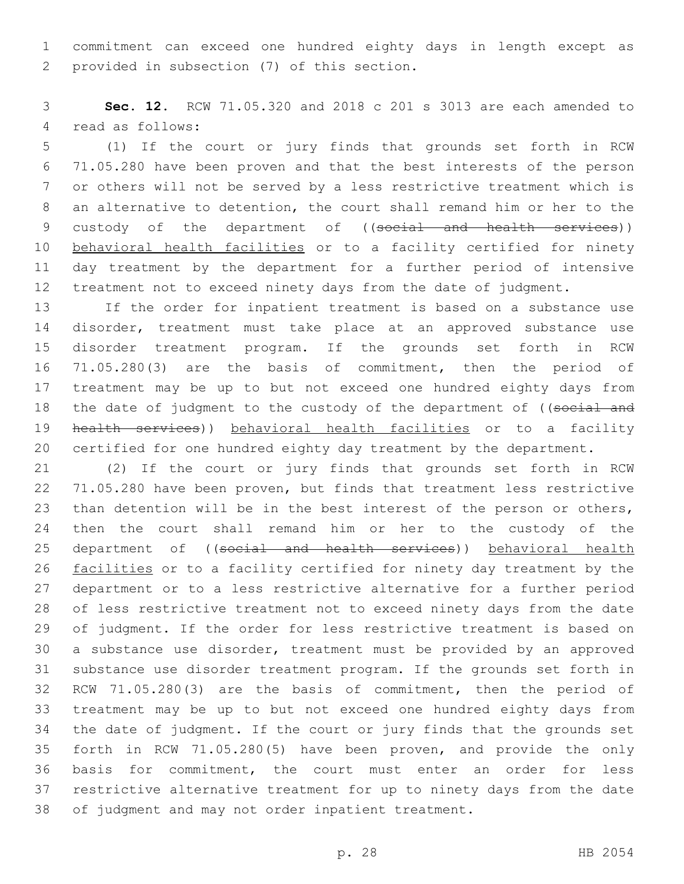commitment can exceed one hundred eighty days in length except as provided in subsection (7) of this section.

**Sec. 12.** RCW 71.05.320 and 2018 c 201 s 3013 are each amended to read as follows:

(1) If the court or jury finds that grounds set forth in RCW 71.05.280 have been proven and that the best interests of the person or others will not be served by a less restrictive treatment which is an alternative to detention, the court shall remand him or her to the custody of the department of ((~~social and health services~~)) <u>behavioral health facilities</u> or to a facility certified for ninety day treatment by the department for a further period of intensive treatment not to exceed ninety days from the date of judgment.

If the order for inpatient treatment is based on a substance use disorder, treatment must take place at an approved substance use disorder treatment program. If the grounds set forth in RCW 71.05.280(3) are the basis of commitment, then the period of treatment may be up to but not exceed one hundred eighty days from the date of judgment to the custody of the department of ((~~social and health services~~)) <u>behavioral health facilities</u> or to a facility certified for one hundred eighty day treatment by the department.

(2) If the court or jury finds that grounds set forth in RCW 71.05.280 have been proven, but finds that treatment less restrictive than detention will be in the best interest of the person or others, then the court shall remand him or her to the custody of the department of ((~~social and health services~~)) <u>behavioral health facilities</u> or to a facility certified for ninety day treatment by the department or to a less restrictive alternative for a further period of less restrictive treatment not to exceed ninety days from the date of judgment. If the order for less restrictive treatment is based on a substance use disorder, treatment must be provided by an approved substance use disorder treatment program. If the grounds set forth in RCW 71.05.280(3) are the basis of commitment, then the period of treatment may be up to but not exceed one hundred eighty days from the date of judgment. If the court or jury finds that the grounds set forth in RCW 71.05.280(5) have been proven, and provide the only basis for commitment, the court must enter an order for less restrictive alternative treatment for up to ninety days from the date of judgment and may not order inpatient treatment.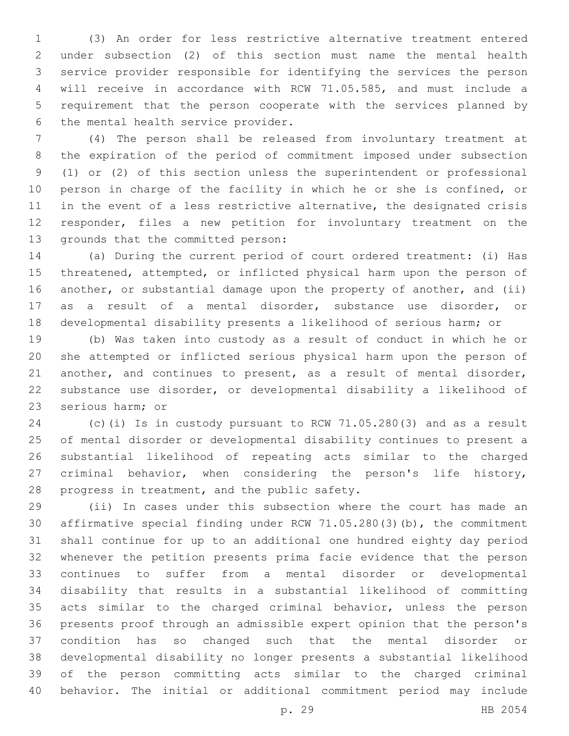(3) An order for less restrictive alternative treatment entered under subsection (2) of this section must name the mental health service provider responsible for identifying the services the person will receive in accordance with RCW 71.05.585, and must include a requirement that the person cooperate with the services planned by the mental health service provider.

(4) The person shall be released from involuntary treatment at the expiration of the period of commitment imposed under subsection (1) or (2) of this section unless the superintendent or professional person in charge of the facility in which he or she is confined, or in the event of a less restrictive alternative, the designated crisis responder, files a new petition for involuntary treatment on the grounds that the committed person:

(a) During the current period of court ordered treatment: (i) Has threatened, attempted, or inflicted physical harm upon the person of another, or substantial damage upon the property of another, and (ii) as a result of a mental disorder, substance use disorder, or developmental disability presents a likelihood of serious harm; or

(b) Was taken into custody as a result of conduct in which he or she attempted or inflicted serious physical harm upon the person of another, and continues to present, as a result of mental disorder, substance use disorder, or developmental disability a likelihood of serious harm; or

(c)(i) Is in custody pursuant to RCW 71.05.280(3) and as a result of mental disorder or developmental disability continues to present a substantial likelihood of repeating acts similar to the charged criminal behavior, when considering the person's life history, progress in treatment, and the public safety.

(ii) In cases under this subsection where the court has made an affirmative special finding under RCW 71.05.280(3)(b), the commitment shall continue for up to an additional one hundred eighty day period whenever the petition presents prima facie evidence that the person continues to suffer from a mental disorder or developmental disability that results in a substantial likelihood of committing acts similar to the charged criminal behavior, unless the person presents proof through an admissible expert opinion that the person's condition has so changed such that the mental disorder or developmental disability no longer presents a substantial likelihood of the person committing acts similar to the charged criminal behavior. The initial or additional commitment period may include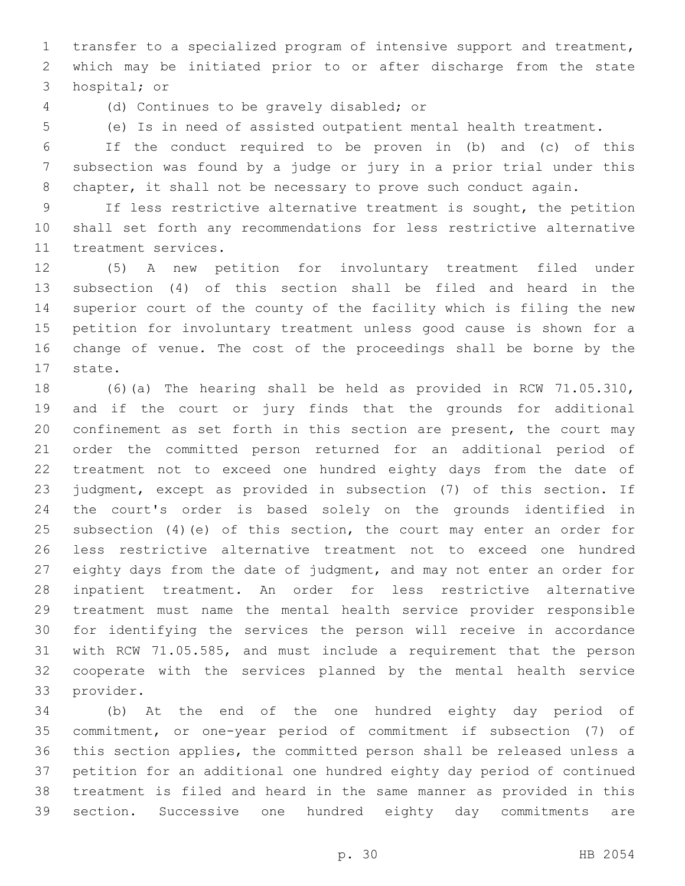transfer to a specialized program of intensive support and treatment, which may be initiated prior to or after discharge from the state hospital; or

(d) Continues to be gravely disabled; or

(e) Is in need of assisted outpatient mental health treatment.

If the conduct required to be proven in (b) and (c) of this subsection was found by a judge or jury in a prior trial under this chapter, it shall not be necessary to prove such conduct again.

If less restrictive alternative treatment is sought, the petition shall set forth any recommendations for less restrictive alternative treatment services.

(5) A new petition for involuntary treatment filed under subsection (4) of this section shall be filed and heard in the superior court of the county of the facility which is filing the new petition for involuntary treatment unless good cause is shown for a change of venue. The cost of the proceedings shall be borne by the state.

(6)(a) The hearing shall be held as provided in RCW 71.05.310, and if the court or jury finds that the grounds for additional confinement as set forth in this section are present, the court may order the committed person returned for an additional period of treatment not to exceed one hundred eighty days from the date of judgment, except as provided in subsection (7) of this section. If the court's order is based solely on the grounds identified in subsection (4)(e) of this section, the court may enter an order for less restrictive alternative treatment not to exceed one hundred eighty days from the date of judgment, and may not enter an order for inpatient treatment. An order for less restrictive alternative treatment must name the mental health service provider responsible for identifying the services the person will receive in accordance with RCW 71.05.585, and must include a requirement that the person cooperate with the services planned by the mental health service provider.

(b) At the end of the one hundred eighty day period of commitment, or one-year period of commitment if subsection (7) of this section applies, the committed person shall be released unless a petition for an additional one hundred eighty day period of continued treatment is filed and heard in the same manner as provided in this section. Successive one hundred eighty day commitments are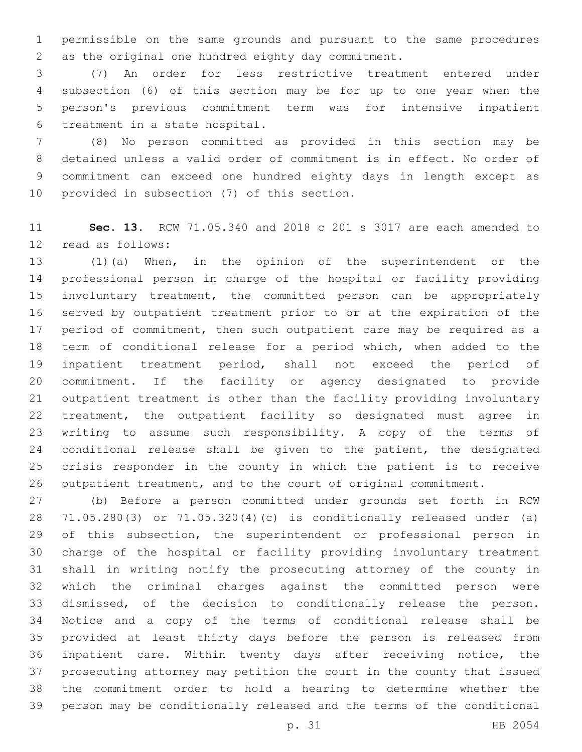permissible on the same grounds and pursuant to the same procedures as the original one hundred eighty day commitment.

(7) An order for less restrictive treatment entered under subsection (6) of this section may be for up to one year when the person's previous commitment term was for intensive inpatient treatment in a state hospital.

(8) No person committed as provided in this section may be detained unless a valid order of commitment is in effect. No order of commitment can exceed one hundred eighty days in length except as provided in subsection (7) of this section.

**Sec. 13.** RCW 71.05.340 and 2018 c 201 s 3017 are each amended to read as follows:

(1)(a) When, in the opinion of the superintendent or the professional person in charge of the hospital or facility providing involuntary treatment, the committed person can be appropriately served by outpatient treatment prior to or at the expiration of the period of commitment, then such outpatient care may be required as a term of conditional release for a period which, when added to the inpatient treatment period, shall not exceed the period of commitment. If the facility or agency designated to provide outpatient treatment is other than the facility providing involuntary treatment, the outpatient facility so designated must agree in writing to assume such responsibility. A copy of the terms of conditional release shall be given to the patient, the designated crisis responder in the county in which the patient is to receive outpatient treatment, and to the court of original commitment.

(b) Before a person committed under grounds set forth in RCW 71.05.280(3) or 71.05.320(4)(c) is conditionally released under (a) of this subsection, the superintendent or professional person in charge of the hospital or facility providing involuntary treatment shall in writing notify the prosecuting attorney of the county in which the criminal charges against the committed person were dismissed, of the decision to conditionally release the person. Notice and a copy of the terms of conditional release shall be provided at least thirty days before the person is released from inpatient care. Within twenty days after receiving notice, the prosecuting attorney may petition the court in the county that issued the commitment order to hold a hearing to determine whether the person may be conditionally released and the terms of the conditional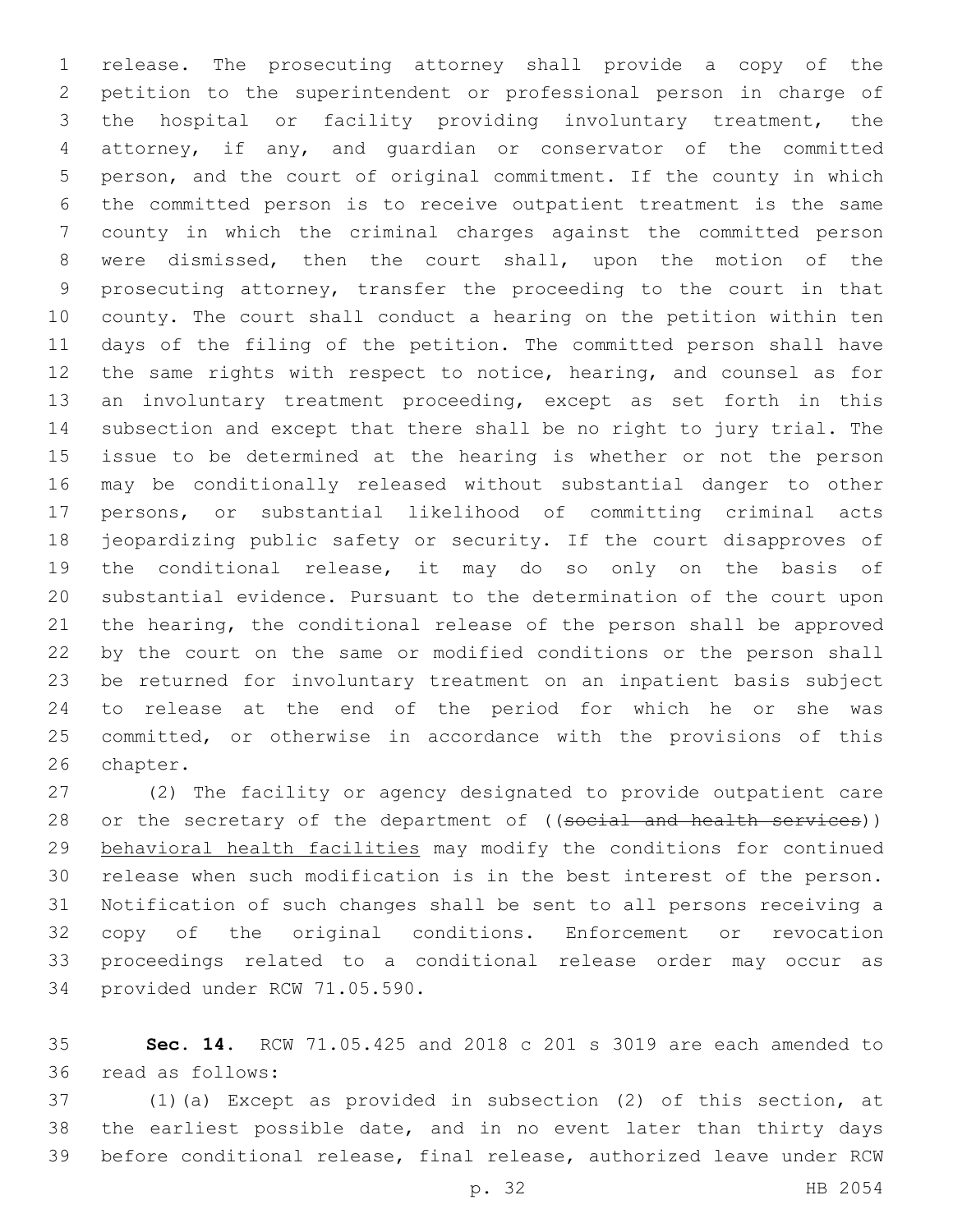release. The prosecuting attorney shall provide a copy of the petition to the superintendent or professional person in charge of the hospital or facility providing involuntary treatment, the attorney, if any, and guardian or conservator of the committed person, and the court of original commitment. If the county in which the committed person is to receive outpatient treatment is the same county in which the criminal charges against the committed person were dismissed, then the court shall, upon the motion of the prosecuting attorney, transfer the proceeding to the court in that county. The court shall conduct a hearing on the petition within ten days of the filing of the petition. The committed person shall have the same rights with respect to notice, hearing, and counsel as for an involuntary treatment proceeding, except as set forth in this subsection and except that there shall be no right to jury trial. The issue to be determined at the hearing is whether or not the person may be conditionally released without substantial danger to other persons, or substantial likelihood of committing criminal acts jeopardizing public safety or security. If the court disapproves of the conditional release, it may do so only on the basis of substantial evidence. Pursuant to the determination of the court upon the hearing, the conditional release of the person shall be approved by the court on the same or modified conditions or the person shall be returned for involuntary treatment on an inpatient basis subject to release at the end of the period for which he or she was committed, or otherwise in accordance with the provisions of this chapter.

(2) The facility or agency designated to provide outpatient care or the secretary of the department of ((~~social and health services~~)) behavioral health facilities may modify the conditions for continued release when such modification is in the best interest of the person. Notification of such changes shall be sent to all persons receiving a copy of the original conditions. Enforcement or revocation proceedings related to a conditional release order may occur as provided under RCW 71.05.590.

**Sec. 14.** RCW 71.05.425 and 2018 c 201 s 3019 are each amended to read as follows:

(1)(a) Except as provided in subsection (2) of this section, at the earliest possible date, and in no event later than thirty days before conditional release, final release, authorized leave under RCW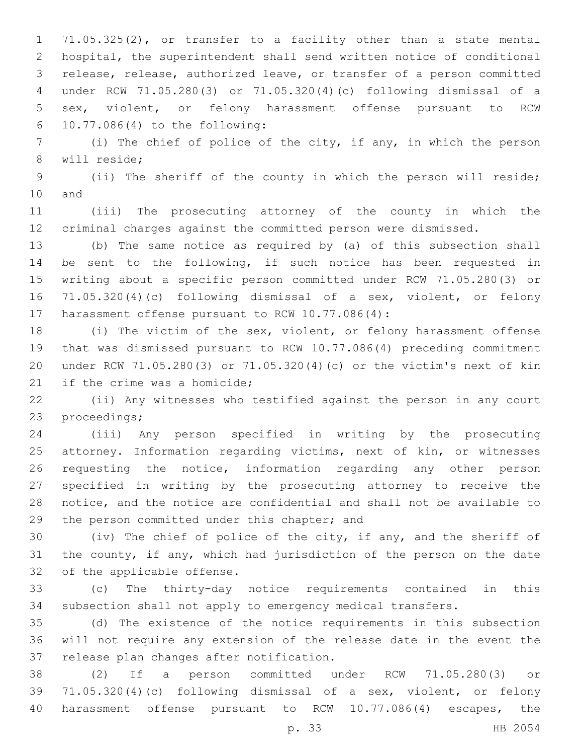71.05.325(2), or transfer to a facility other than a state mental hospital, the superintendent shall send written notice of conditional release, release, authorized leave, or transfer of a person committed under RCW 71.05.280(3) or 71.05.320(4)(c) following dismissal of a sex, violent, or felony harassment offense pursuant to RCW 10.77.086(4) to the following:

(i) The chief of police of the city, if any, in which the person will reside;

(ii) The sheriff of the county in which the person will reside; and

(iii) The prosecuting attorney of the county in which the criminal charges against the committed person were dismissed.

(b) The same notice as required by (a) of this subsection shall be sent to the following, if such notice has been requested in writing about a specific person committed under RCW 71.05.280(3) or 71.05.320(4)(c) following dismissal of a sex, violent, or felony harassment offense pursuant to RCW 10.77.086(4):

(i) The victim of the sex, violent, or felony harassment offense that was dismissed pursuant to RCW 10.77.086(4) preceding commitment under RCW 71.05.280(3) or 71.05.320(4)(c) or the victim's next of kin if the crime was a homicide;

(ii) Any witnesses who testified against the person in any court proceedings;

(iii) Any person specified in writing by the prosecuting attorney. Information regarding victims, next of kin, or witnesses requesting the notice, information regarding any other person specified in writing by the prosecuting attorney to receive the notice, and the notice are confidential and shall not be available to the person committed under this chapter; and

(iv) The chief of police of the city, if any, and the sheriff of the county, if any, which had jurisdiction of the person on the date of the applicable offense.

(c) The thirty-day notice requirements contained in this subsection shall not apply to emergency medical transfers.

(d) The existence of the notice requirements in this subsection will not require any extension of the release date in the event the release plan changes after notification.

(2) If a person committed under RCW 71.05.280(3) or 71.05.320(4)(c) following dismissal of a sex, violent, or felony harassment offense pursuant to RCW 10.77.086(4) escapes, the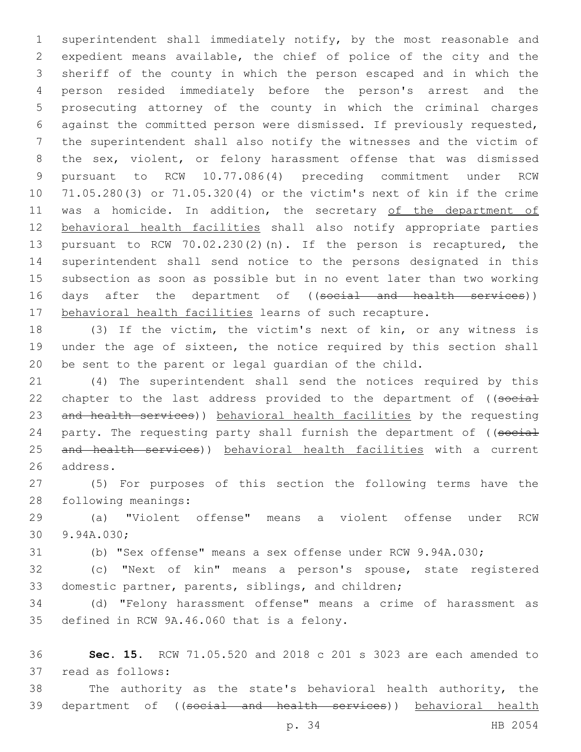superintendent shall immediately notify, by the most reasonable and expedient means available, the chief of police of the city and the sheriff of the county in which the person escaped and in which the person resided immediately before the person's arrest and the prosecuting attorney of the county in which the criminal charges against the committed person were dismissed. If previously requested, the superintendent shall also notify the witnesses and the victim of the sex, violent, or felony harassment offense that was dismissed pursuant to RCW 10.77.086(4) preceding commitment under RCW 71.05.280(3) or 71.05.320(4) or the victim's next of kin if the crime was a homicide. In addition, the secretary of the department of behavioral health facilities shall also notify appropriate parties pursuant to RCW 70.02.230(2)(n). If the person is recaptured, the superintendent shall send notice to the persons designated in this subsection as soon as possible but in no event later than two working days after the department of ((~~social and health services~~)) behavioral health facilities learns of such recapture.

(3) If the victim, the victim's next of kin, or any witness is under the age of sixteen, the notice required by this section shall be sent to the parent or legal guardian of the child.

(4) The superintendent shall send the notices required by this chapter to the last address provided to the department of ((~~social and health services~~)) behavioral health facilities by the requesting party. The requesting party shall furnish the department of ((~~social and health services~~)) behavioral health facilities with a current address.

(5) For purposes of this section the following terms have the following meanings:

(a) "Violent offense" means a violent offense under RCW 9.94A.030;

(b) "Sex offense" means a sex offense under RCW 9.94A.030;

(c) "Next of kin" means a person's spouse, state registered domestic partner, parents, siblings, and children;

(d) "Felony harassment offense" means a crime of harassment as defined in RCW 9A.46.060 that is a felony.

**Sec. 15.** RCW 71.05.520 and 2018 c 201 s 3023 are each amended to read as follows:

The authority as the state's behavioral health authority, the department of ((~~social and health services~~)) behavioral health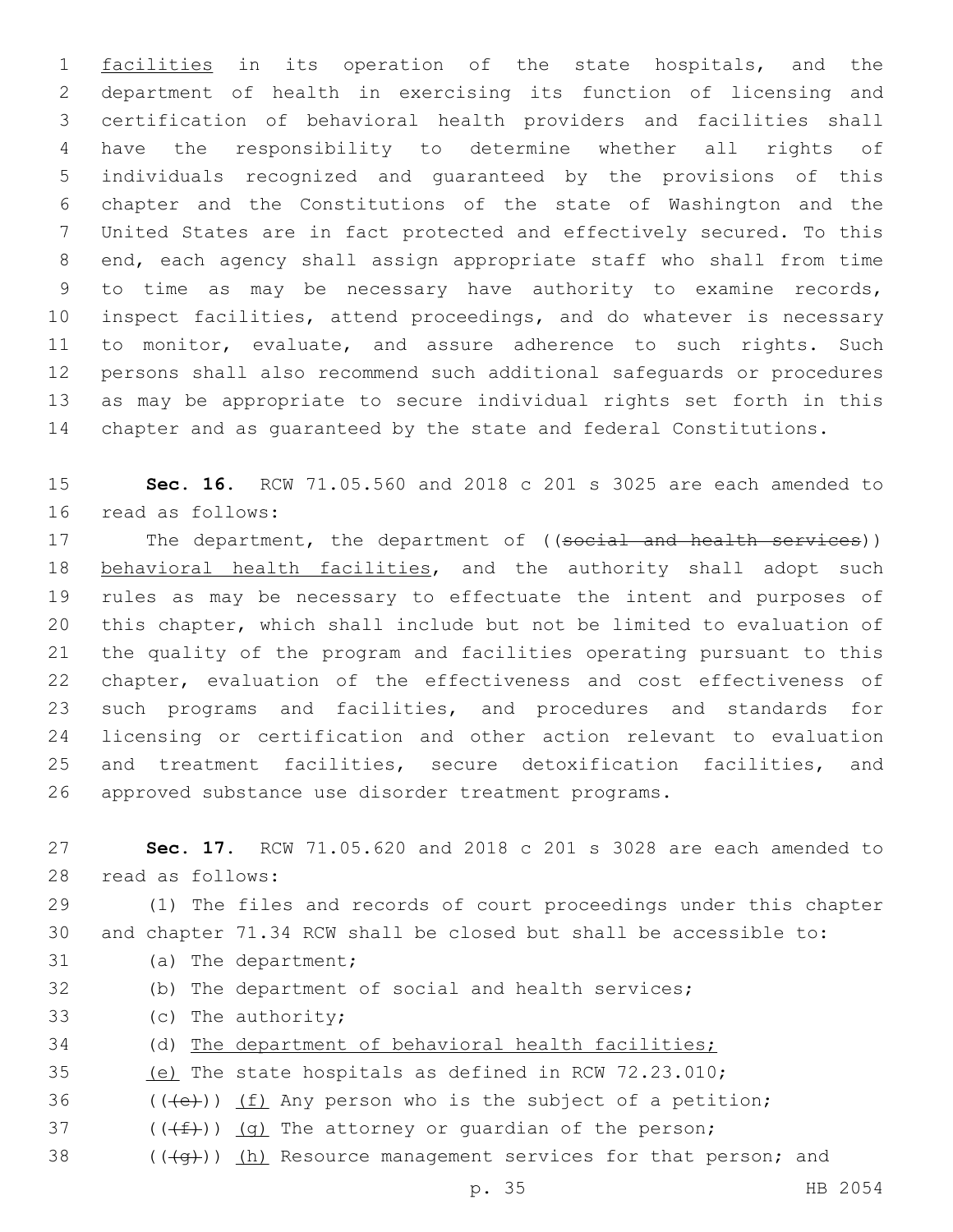facilities in its operation of the state hospitals, and the department of health in exercising its function of licensing and certification of behavioral health providers and facilities shall have the responsibility to determine whether all rights of individuals recognized and guaranteed by the provisions of this chapter and the Constitutions of the state of Washington and the United States are in fact protected and effectively secured. To this end, each agency shall assign appropriate staff who shall from time to time as may be necessary have authority to examine records, inspect facilities, attend proceedings, and do whatever is necessary to monitor, evaluate, and assure adherence to such rights. Such persons shall also recommend such additional safeguards or procedures as may be appropriate to secure individual rights set forth in this chapter and as guaranteed by the state and federal Constitutions.

**Sec. 16.** RCW 71.05.560 and 2018 c 201 s 3025 are each amended to read as follows:

The department, the department of ((~~social and health services~~)) behavioral health facilities, and the authority shall adopt such rules as may be necessary to effectuate the intent and purposes of this chapter, which shall include but not be limited to evaluation of the quality of the program and facilities operating pursuant to this chapter, evaluation of the effectiveness and cost effectiveness of such programs and facilities, and procedures and standards for licensing or certification and other action relevant to evaluation and treatment facilities, secure detoxification facilities, and approved substance use disorder treatment programs.

**Sec. 17.** RCW 71.05.620 and 2018 c 201 s 3028 are each amended to read as follows:

(1) The files and records of court proceedings under this chapter and chapter 71.34 RCW shall be closed but shall be accessible to:

(a) The department;

(b) The department of social and health services;

(c) The authority;

(d) The department of behavioral health facilities;

(e) The state hospitals as defined in RCW 72.23.010;

((~~(e)~~)) (f) Any person who is the subject of a petition;

((~~(f)~~)) (g) The attorney or guardian of the person;

((~~(g)~~)) (h) Resource management services for that person; and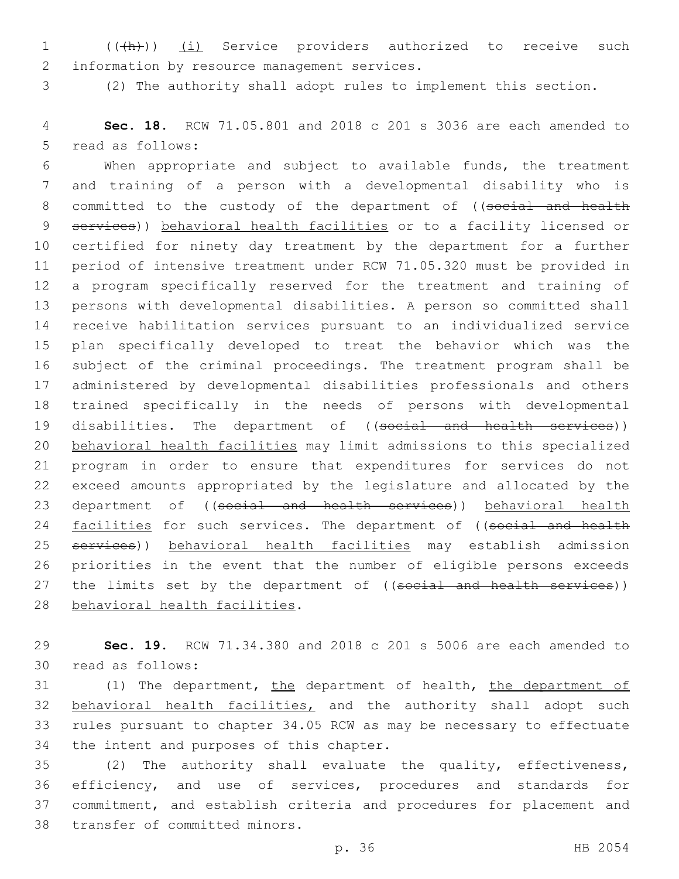((~~(h)~~)) <u>(i)</u> Service providers authorized to receive such information by resource management services.

(2) The authority shall adopt rules to implement this section.

**Sec. 18.** RCW 71.05.801 and 2018 c 201 s 3036 are each amended to read as follows:

When appropriate and subject to available funds, the treatment and training of a person with a developmental disability who is committed to the custody of the department of ((~~social and health services~~)) <u>behavioral health facilities</u> or to a facility licensed or certified for ninety day treatment by the department for a further period of intensive treatment under RCW 71.05.320 must be provided in a program specifically reserved for the treatment and training of persons with developmental disabilities. A person so committed shall receive habilitation services pursuant to an individualized service plan specifically developed to treat the behavior which was the subject of the criminal proceedings. The treatment program shall be administered by developmental disabilities professionals and others trained specifically in the needs of persons with developmental disabilities. The department of ((~~social and health services~~)) <u>behavioral health facilities</u> may limit admissions to this specialized program in order to ensure that expenditures for services do not exceed amounts appropriated by the legislature and allocated by the department of ((~~social and health services~~)) <u>behavioral health facilities</u> for such services. The department of ((~~social and health services~~)) <u>behavioral health facilities</u> may establish admission priorities in the event that the number of eligible persons exceeds the limits set by the department of ((~~social and health services~~)) <u>behavioral health facilities</u>.

**Sec. 19.** RCW 71.34.380 and 2018 c 201 s 5006 are each amended to read as follows:

(1) The department, <u>the</u> department of health, <u>the department of behavioral health facilities,</u> and the authority shall adopt such rules pursuant to chapter 34.05 RCW as may be necessary to effectuate the intent and purposes of this chapter.

(2) The authority shall evaluate the quality, effectiveness, efficiency, and use of services, procedures and standards for commitment, and establish criteria and procedures for placement and transfer of committed minors.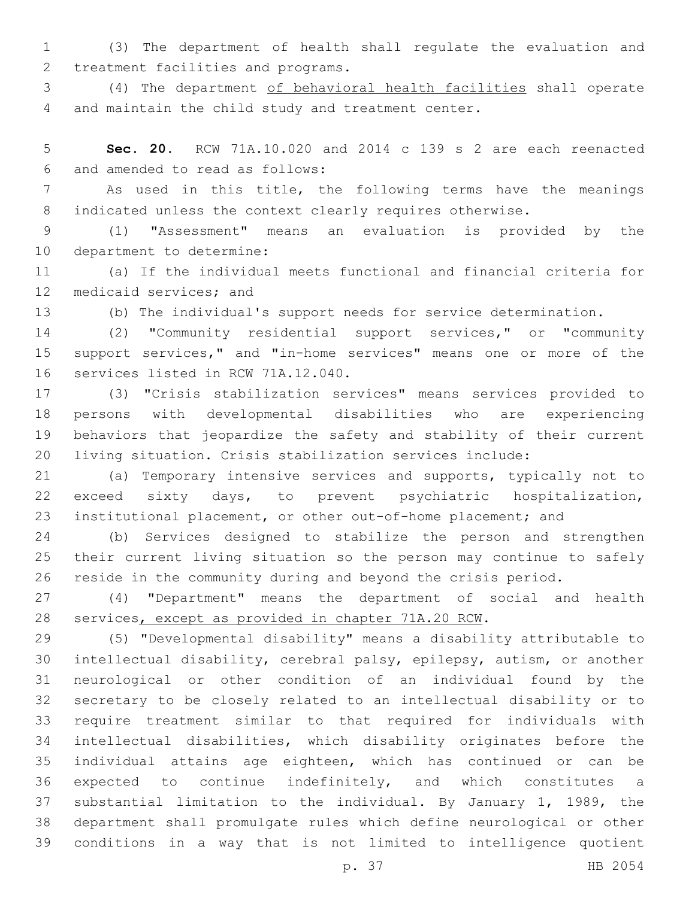(3) The department of health shall regulate the evaluation and treatment facilities and programs.

(4) The department <u>of behavioral health facilities</u> shall operate and maintain the child study and treatment center.

**Sec. 20.** RCW 71A.10.020 and 2014 c 139 s 2 are each reenacted and amended to read as follows:

As used in this title, the following terms have the meanings indicated unless the context clearly requires otherwise.

(1) "Assessment" means an evaluation is provided by the department to determine:

(a) If the individual meets functional and financial criteria for medicaid services; and

(b) The individual's support needs for service determination.

(2) "Community residential support services," or "community support services," and "in-home services" means one or more of the services listed in RCW 71A.12.040.

(3) "Crisis stabilization services" means services provided to persons with developmental disabilities who are experiencing behaviors that jeopardize the safety and stability of their current living situation. Crisis stabilization services include:

(a) Temporary intensive services and supports, typically not to exceed sixty days, to prevent psychiatric hospitalization, institutional placement, or other out-of-home placement; and

(b) Services designed to stabilize the person and strengthen their current living situation so the person may continue to safely reside in the community during and beyond the crisis period.

(4) "Department" means the department of social and health services<u>, except as provided in chapter 71A.20 RCW</u>.

(5) "Developmental disability" means a disability attributable to intellectual disability, cerebral palsy, epilepsy, autism, or another neurological or other condition of an individual found by the secretary to be closely related to an intellectual disability or to require treatment similar to that required for individuals with intellectual disabilities, which disability originates before the individual attains age eighteen, which has continued or can be expected to continue indefinitely, and which constitutes a substantial limitation to the individual. By January 1, 1989, the department shall promulgate rules which define neurological or other conditions in a way that is not limited to intelligence quotient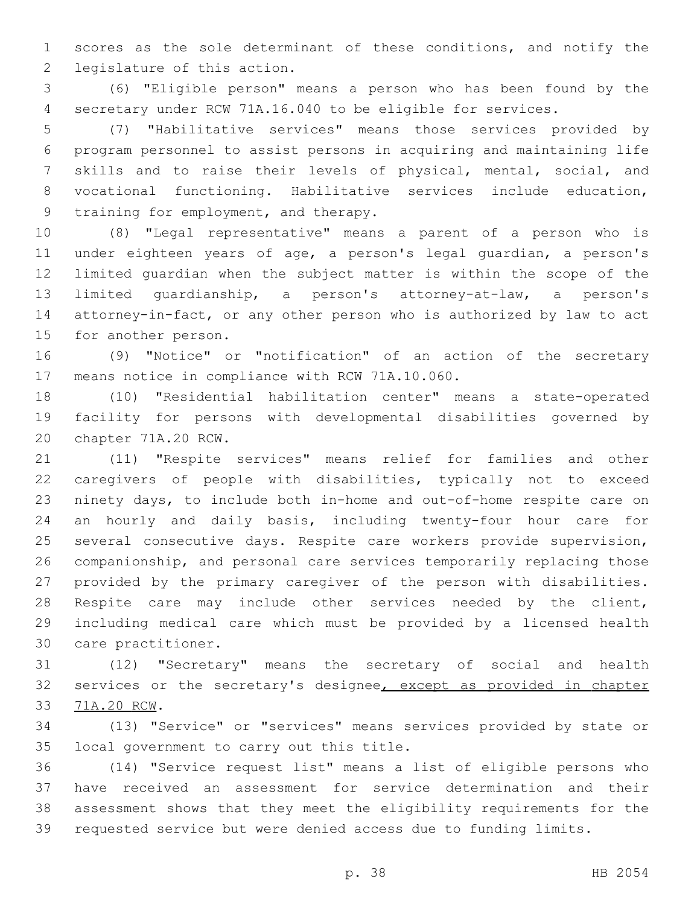scores as the sole determinant of these conditions, and notify the legislature of this action.

(6) "Eligible person" means a person who has been found by the secretary under RCW 71A.16.040 to be eligible for services.

(7) "Habilitative services" means those services provided by program personnel to assist persons in acquiring and maintaining life skills and to raise their levels of physical, mental, social, and vocational functioning. Habilitative services include education, training for employment, and therapy.

(8) "Legal representative" means a parent of a person who is under eighteen years of age, a person's legal guardian, a person's limited guardian when the subject matter is within the scope of the limited guardianship, a person's attorney-at-law, a person's attorney-in-fact, or any other person who is authorized by law to act for another person.

(9) "Notice" or "notification" of an action of the secretary means notice in compliance with RCW 71A.10.060.

(10) "Residential habilitation center" means a state-operated facility for persons with developmental disabilities governed by chapter 71A.20 RCW.

(11) "Respite services" means relief for families and other caregivers of people with disabilities, typically not to exceed ninety days, to include both in-home and out-of-home respite care on an hourly and daily basis, including twenty-four hour care for several consecutive days. Respite care workers provide supervision, companionship, and personal care services temporarily replacing those provided by the primary caregiver of the person with disabilities. Respite care may include other services needed by the client, including medical care which must be provided by a licensed health care practitioner.

(12) "Secretary" means the secretary of social and health services or the secretary's designee<u>, except as provided in chapter 71A.20 RCW</u>.

(13) "Service" or "services" means services provided by state or local government to carry out this title.

(14) "Service request list" means a list of eligible persons who have received an assessment for service determination and their assessment shows that they meet the eligibility requirements for the requested service but were denied access due to funding limits.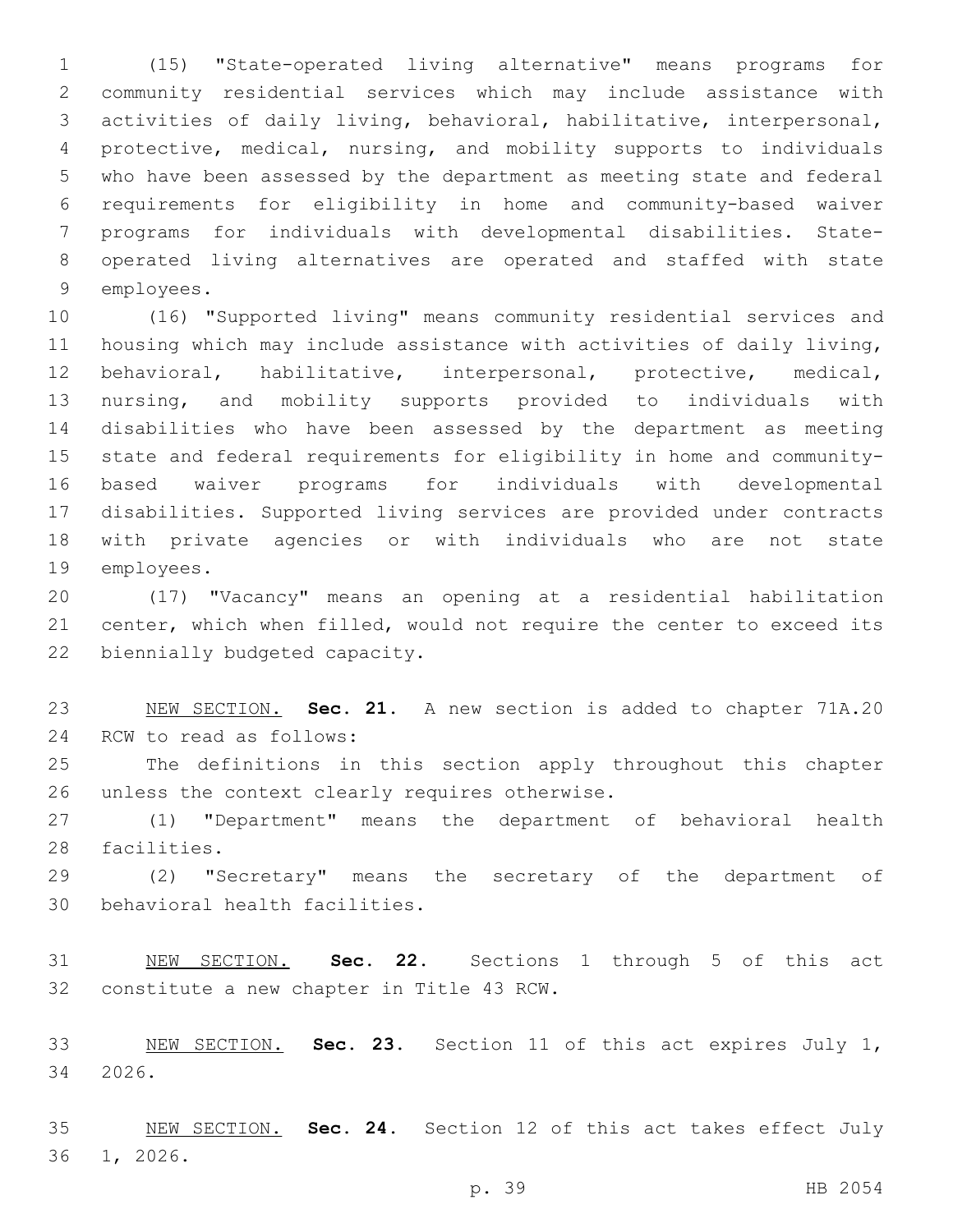(15) "State-operated living alternative" means programs for community residential services which may include assistance with activities of daily living, behavioral, habilitative, interpersonal, protective, medical, nursing, and mobility supports to individuals who have been assessed by the department as meeting state and federal requirements for eligibility in home and community-based waiver programs for individuals with developmental disabilities. State-operated living alternatives are operated and staffed with state employees.

(16) "Supported living" means community residential services and housing which may include assistance with activities of daily living, behavioral, habilitative, interpersonal, protective, medical, nursing, and mobility supports provided to individuals with disabilities who have been assessed by the department as meeting state and federal requirements for eligibility in home and community-based waiver programs for individuals with developmental disabilities. Supported living services are provided under contracts with private agencies or with individuals who are not state employees.

(17) "Vacancy" means an opening at a residential habilitation center, which when filled, would not require the center to exceed its biennially budgeted capacity.

NEW SECTION. **Sec. 21.** A new section is added to chapter 71A.20 RCW to read as follows:

The definitions in this section apply throughout this chapter unless the context clearly requires otherwise.

(1) "Department" means the department of behavioral health facilities.

(2) "Secretary" means the secretary of the department of behavioral health facilities.

NEW SECTION. **Sec. 22.** Sections 1 through 5 of this act constitute a new chapter in Title 43 RCW.

NEW SECTION. **Sec. 23.** Section 11 of this act expires July 1, 2026.

NEW SECTION. **Sec. 24.** Section 12 of this act takes effect July 1, 2026.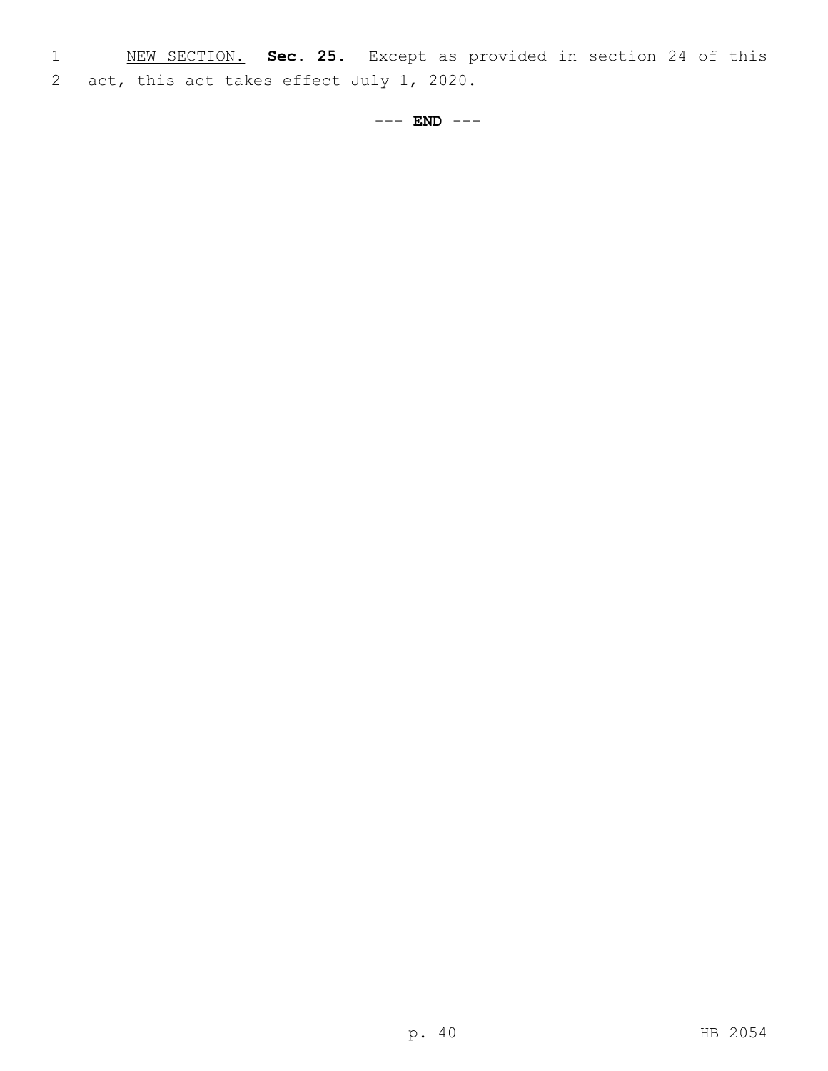NEW SECTION. **Sec. 25.** Except as provided in section 24 of this act, this act takes effect July 1, 2020.

**--- END ---**